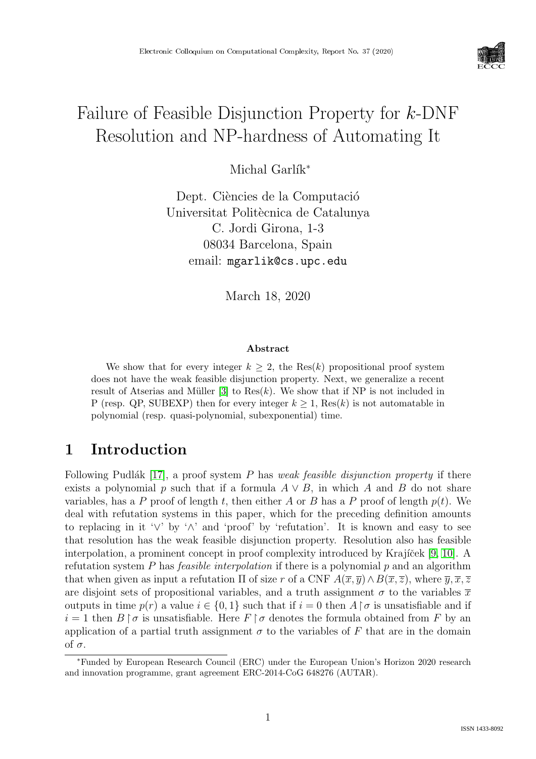# Failure of Feasible Disjunction Property for $k$-DNF Resolution and NP-hardness of Automating It

Michal Garlík*

Dept. Ciències de la Computació
Universitat Politècnica de Catalunya
C. Jordi Girona, 1-3
08034 Barcelona, Spain
email: mgarlik@cs.upc.edu

March 18, 2020

### Abstract

We show that for every integer $k \geq 2$, the Res($k$) propositional proof system does not have the weak feasible disjunction property. Next, we generalize a recent result of Atserias and Müller [3] to Res($k$). We show that if NP is not included in P (resp. QP, SUBEXP) then for every integer $k \geq 1$, Res($k$) is not automatable in polynomial (resp. quasi-polynomial, subexponential) time.

## 1 Introduction

Following Pudlák [17], a proof system $P$ has *weak feasible disjunction property* if there exists a polynomial $p$ such that if a formula $A \vee B$, in which $A$ and $B$ do not share variables, has a $P$ proof of length $t$, then either $A$ or $B$ has a $P$ proof of length $p(t)$. We deal with refutation systems in this paper, which for the preceding definition amounts to replacing in it '$\vee$' by '$\wedge$' and 'proof' by 'refutation'. It is known and easy to see that resolution has the weak feasible disjunction property. Resolution also has feasible interpolation, a prominent concept in proof complexity introduced by Krajíček [9, 10]. A refutation system $P$ has *feasible interpolation* if there is a polynomial $p$ and an algorithm that when given as input a refutation $\Pi$ of size $r$ of a CNF $A(\overline{x}, \overline{y}) \wedge B(\overline{x}, \overline{z})$, where $\overline{y}, \overline{x}, \overline{z}$ are disjoint sets of propositional variables, and a truth assignment $\sigma$ to the variables $\overline{x}$ outputs in time $p(r)$ a value $i \in \{0, 1\}$ such that if $i = 0$ then $A \restriction \sigma$ is unsatisfiable and if $i = 1$ then $B \restriction \sigma$ is unsatisfiable. Here $F \restriction \sigma$ denotes the formula obtained from $F$ by an application of a partial truth assignment $\sigma$ to the variables of $F$ that are in the domain of $\sigma$.

*Funded by European Research Council (ERC) under the European Union's Horizon 2020 research and innovation programme, grant agreement ERC-2014-CoG 648276 (AUTAR).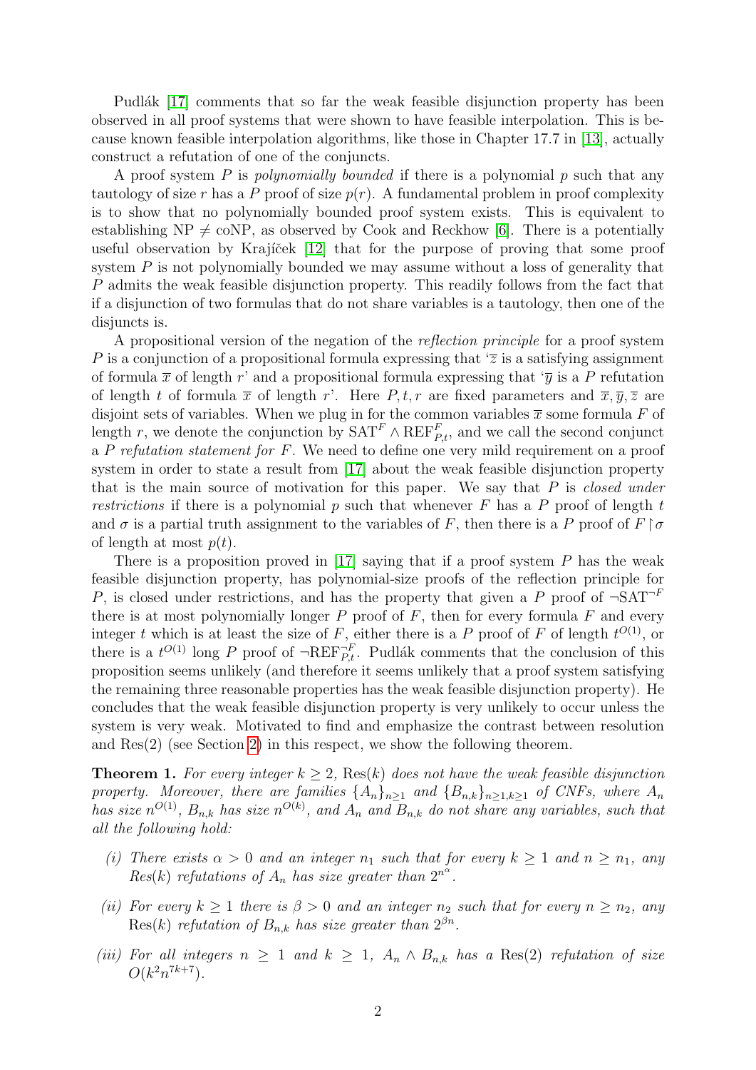Pudlák [17] comments that so far the weak feasible disjunction property has been observed in all proof systems that were shown to have feasible interpolation. This is because known feasible interpolation algorithms, like those in Chapter 17.7 in [13], actually construct a refutation of one of the conjuncts.

A proof system $P$ is *polynomially bounded* if there is a polynomial $p$ such that any tautology of size $r$ has a $P$ proof of size $p(r)$. A fundamental problem in proof complexity is to show that no polynomially bounded proof system exists. This is equivalent to establishing NP $\neq$ coNP, as observed by Cook and Reckhow [6]. There is a potentially useful observation by Krajíček [12] that for the purpose of proving that some proof system $P$ is not polynomially bounded we may assume without a loss of generality that $P$ admits the weak feasible disjunction property. This readily follows from the fact that if a disjunction of two formulas that do not share variables is a tautology, then one of the disjuncts is.

A propositional version of the negation of the *reflection principle* for a proof system $P$ is a conjunction of a propositional formula expressing that '$\overline{z}$ is a satisfying assignment of formula $\overline{x}$ of length $r$' and a propositional formula expressing that '$\overline{y}$ is a $P$ refutation of length $t$ of formula $\overline{x}$ of length $r$'. Here $P, t, r$ are fixed parameters and $\overline{x}, \overline{y}, \overline{z}$ are disjoint sets of variables. When we plug in for the common variables $\overline{x}$ some formula $F$ of length $r$, we denote the conjunction by $\mathrm{SAT}^F \wedge \mathrm{REF}^F_{P,t}$, and we call the second conjunct a *$P$ refutation statement for $F$*. We need to define one very mild requirement on a proof system in order to state a result from [17] about the weak feasible disjunction property that is the main source of motivation for this paper. We say that $P$ is *closed under restrictions* if there is a polynomial $p$ such that whenever $F$ has a $P$ proof of length $t$ and $\sigma$ is a partial truth assignment to the variables of $F$, then there is a $P$ proof of $F{\restriction}\sigma$ of length at most $p(t)$.

There is a proposition proved in [17] saying that if a proof system $P$ has the weak feasible disjunction property, has polynomial-size proofs of the reflection principle for $P$, is closed under restrictions, and has the property that given a $P$ proof of $\neg\mathrm{SAT}^{\neg F}$ there is at most polynomially longer $P$ proof of $F$, then for every formula $F$ and every integer $t$ which is at least the size of $F$, either there is a $P$ proof of $F$ of length $t^{O(1)}$, or there is a $t^{O(1)}$ long $P$ proof of $\neg\mathrm{REF}^{\neg F}_{P,t}$. Pudlák comments that the conclusion of this proposition seems unlikely (and therefore it seems unlikely that a proof system satisfying the remaining three reasonable properties has the weak feasible disjunction property). He concludes that the weak feasible disjunction property is very unlikely to occur unless the system is very weak. Motivated to find and emphasize the contrast between resolution and Res(2) (see Section 2) in this respect, we show the following theorem.

**Theorem 1.** *For every integer $k \geq 2$, Res($k$) does not have the weak feasible disjunction property. Moreover, there are families $\{A_n\}_{n\geq 1}$ and $\{B_{n,k}\}_{n\geq 1, k\geq 1}$ of CNFs, where $A_n$ has size $n^{O(1)}$, $B_{n,k}$ has size $n^{O(k)}$, and $A_n$ and $B_{n,k}$ do not share any variables, such that all the following hold:*

- *(i) There exists $\alpha > 0$ and an integer $n_1$ such that for every $k \geq 1$ and $n \geq n_1$, any Res($k$) refutations of $A_n$ has size greater than $2^{n^\alpha}$.*
- *(ii) For every $k \geq 1$ there is $\beta > 0$ and an integer $n_2$ such that for every $n \geq n_2$, any Res($k$) refutation of $B_{n,k}$ has size greater than $2^{\beta n}$.*
- *(iii) For all integers $n \geq 1$ and $k \geq 1$, $A_n \wedge B_{n,k}$ has a Res(2) refutation of size $O(k^2 n^{7k+7})$.*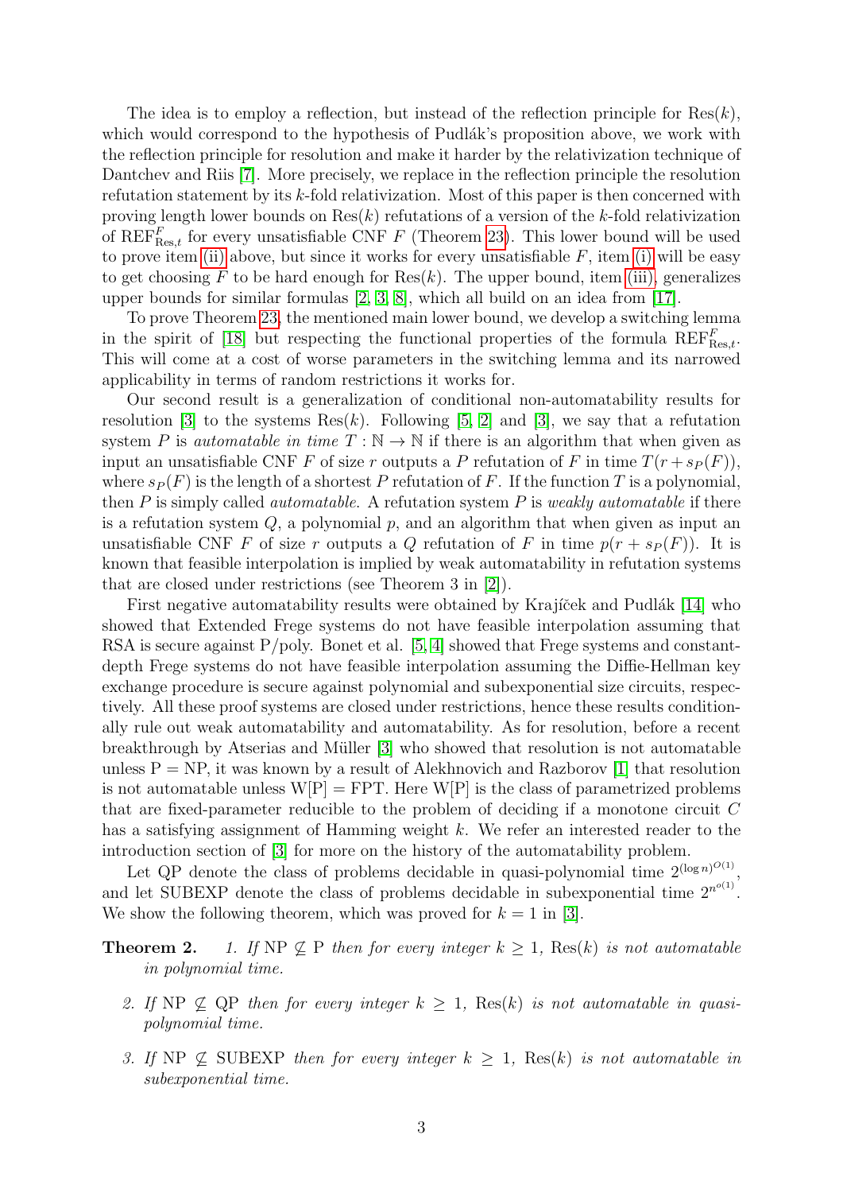The idea is to employ a reflection, but instead of the reflection principle for $\mathrm{Res}(k)$, which would correspond to the hypothesis of Pudlák's proposition above, we work with the reflection principle for resolution and make it harder by the relativization technique of Dantchev and Riis [7]. More precisely, we replace in the reflection principle the resolution refutation statement by its $k$-fold relativization. Most of this paper is then concerned with proving length lower bounds on $\mathrm{Res}(k)$ refutations of a version of the $k$-fold relativization of $\mathrm{REF}^F_{\mathrm{Res},t}$ for every unsatisfiable CNF $F$ (Theorem 23). This lower bound will be used to prove item (ii) above, but since it works for every unsatisfiable $F$, item (i) will be easy to get choosing $F$ to be hard enough for $\mathrm{Res}(k)$. The upper bound, item (iii), generalizes upper bounds for similar formulas [2, 3, 8], which all build on an idea from [17].

To prove Theorem 23, the mentioned main lower bound, we develop a switching lemma in the spirit of [18] but respecting the functional properties of the formula $\mathrm{REF}^F_{\mathrm{Res},t}$. This will come at a cost of worse parameters in the switching lemma and its narrowed applicability in terms of random restrictions it works for.

Our second result is a generalization of conditional non-automatability results for resolution [3] to the systems $\mathrm{Res}(k)$. Following [5, 2] and [3], we say that a refutation system $P$ is *automatable in time* $T : \mathbb{N} \to \mathbb{N}$ if there is an algorithm that when given as input an unsatisfiable CNF $F$ of size $r$ outputs a $P$ refutation of $F$ in time $T(r + s_P(F))$, where $s_P(F)$ is the length of a shortest $P$ refutation of $F$. If the function $T$ is a polynomial, then $P$ is simply called *automatable*. A refutation system $P$ is *weakly automatable* if there is a refutation system $Q$, a polynomial $p$, and an algorithm that when given as input an unsatisfiable CNF $F$ of size $r$ outputs a $Q$ refutation of $F$ in time $p(r + s_P(F))$. It is known that feasible interpolation is implied by weak automatability in refutation systems that are closed under restrictions (see Theorem 3 in [2]).

First negative automatability results were obtained by Krajíček and Pudlák [14] who showed that Extended Frege systems do not have feasible interpolation assuming that RSA is secure against P/poly. Bonet et al. [5, 4] showed that Frege systems and constant-depth Frege systems do not have feasible interpolation assuming the Diffie-Hellman key exchange procedure is secure against polynomial and subexponential size circuits, respectively. All these proof systems are closed under restrictions, hence these results conditionally rule out weak automatability and automatability. As for resolution, before a recent breakthrough by Atserias and Müller [3] who showed that resolution is not automatable unless $\mathrm{P} = \mathrm{NP}$, it was known by a result of Alekhnovich and Razborov [1] that resolution is not automatable unless $\mathrm{W[P]} = \mathrm{FPT}$. Here W[P] is the class of parametrized problems that are fixed-parameter reducible to the problem of deciding if a monotone circuit $C$ has a satisfying assignment of Hamming weight $k$. We refer an interested reader to the introduction section of [3] for more on the history of the automatability problem.

Let QP denote the class of problems decidable in quasi-polynomial time $2^{(\log n)^{O(1)}}$, and let SUBEXP denote the class of problems decidable in subexponential time $2^{n^{o(1)}}$. We show the following theorem, which was proved for $k = 1$ in [3].

**Theorem 2.**
1. *If* $\mathrm{NP} \not\subseteq \mathrm{P}$ *then for every integer* $k \geq 1$, $\mathrm{Res}(k)$ *is not automatable in polynomial time.*
2. *If* $\mathrm{NP} \not\subseteq \mathrm{QP}$ *then for every integer* $k \geq 1$, $\mathrm{Res}(k)$ *is not automatable in quasi-polynomial time.*
3. *If* $\mathrm{NP} \not\subseteq \mathrm{SUBEXP}$ *then for every integer* $k \geq 1$, $\mathrm{Res}(k)$ *is not automatable in subexponential time.*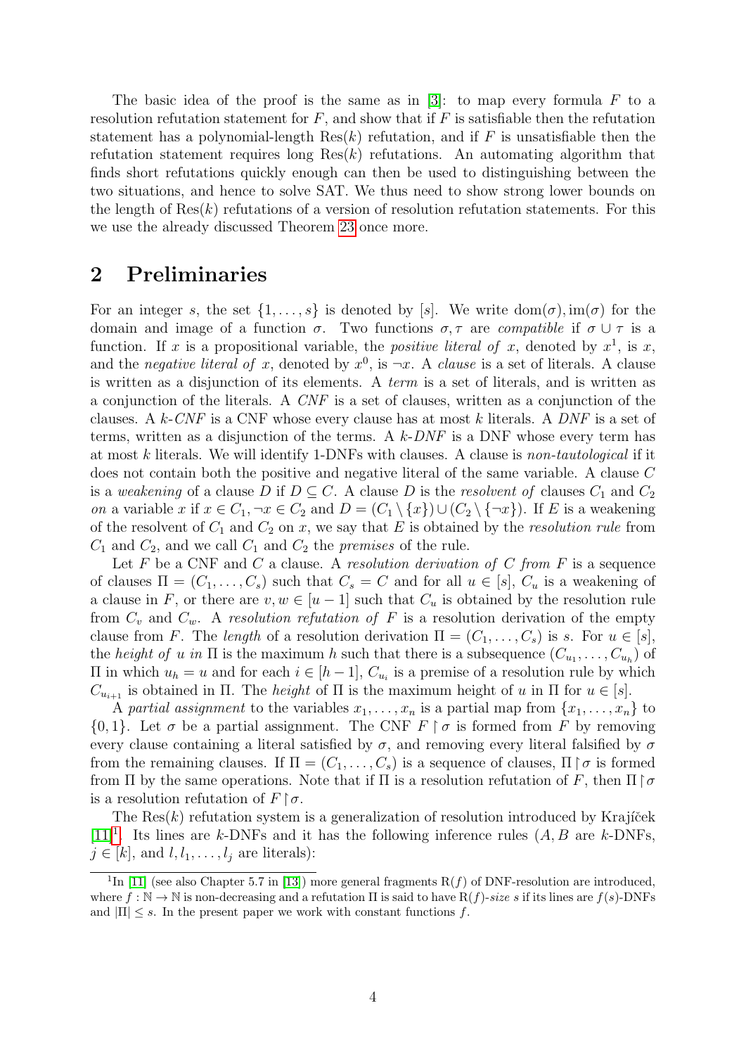The basic idea of the proof is the same as in [3]: to map every formula $F$ to a resolution refutation statement for $F$, and show that if $F$ is satisfiable then the refutation statement has a polynomial-length $\mathrm{Res}(k)$ refutation, and if $F$ is unsatisfiable then the refutation statement requires long $\mathrm{Res}(k)$ refutations. An automating algorithm that finds short refutations quickly enough can then be used to distinguishing between the two situations, and hence to solve SAT. We thus need to show strong lower bounds on the length of $\mathrm{Res}(k)$ refutations of a version of resolution refutation statements. For this we use the already discussed Theorem 23 once more.

## 2 Preliminaries

For an integer $s$, the set $\{1, \dots, s\}$ is denoted by $[s]$. We write $\mathrm{dom}(\sigma), \mathrm{im}(\sigma)$ for the domain and image of a function $\sigma$. Two functions $\sigma, \tau$ are *compatible* if $\sigma \cup \tau$ is a function. If $x$ is a propositional variable, the *positive literal of* $x$, denoted by $x^1$, is $x$, and the *negative literal of* $x$, denoted by $x^0$, is $\neg x$. A *clause* is a set of literals. A clause is written as a disjunction of its elements. A *term* is a set of literals, and is written as a conjunction of the literals. A *CNF* is a set of clauses, written as a conjunction of the clauses. A *k-CNF* is a CNF whose every clause has at most $k$ literals. A *DNF* is a set of terms, written as a disjunction of the terms. A *k-DNF* is a DNF whose every term has at most $k$ literals. We will identify 1-DNFs with clauses. A clause is *non-tautological* if it does not contain both the positive and negative literal of the same variable. A clause $C$ is a *weakening* of a clause $D$ if $D \subseteq C$. A clause $D$ is the *resolvent of* clauses $C_1$ and $C_2$ *on* a variable $x$ if $x \in C_1, \neg x \in C_2$ and $D = (C_1 \setminus \{x\}) \cup (C_2 \setminus \{\neg x\})$. If $E$ is a weakening of the resolvent of $C_1$ and $C_2$ on $x$, we say that $E$ is obtained by the *resolution rule* from $C_1$ and $C_2$, and we call $C_1$ and $C_2$ the *premises* of the rule.

Let $F$ be a CNF and $C$ a clause. A *resolution derivation of* $C$ *from* $F$ is a sequence of clauses $\Pi = (C_1, \dots, C_s)$ such that $C_s = C$ and for all $u \in [s]$, $C_u$ is a weakening of a clause in $F$, or there are $v, w \in [u-1]$ such that $C_u$ is obtained by the resolution rule from $C_v$ and $C_w$. A *resolution refutation of* $F$ is a resolution derivation of the empty clause from $F$. The *length* of a resolution derivation $\Pi = (C_1, \dots, C_s)$ is $s$. For $u \in [s]$, the *height of* $u$ *in* $\Pi$ is the maximum $h$ such that there is a subsequence $(C_{u_1}, \dots, C_{u_h})$ of $\Pi$ in which $u_h = u$ and for each $i \in [h-1]$, $C_{u_i}$ is a premise of a resolution rule by which $C_{u_{i+1}}$ is obtained in $\Pi$. The *height* of $\Pi$ is the maximum height of $u$ in $\Pi$ for $u \in [s]$.

A *partial assignment* to the variables $x_1, \dots, x_n$ is a partial map from $\{x_1, \dots, x_n\}$ to $\{0, 1\}$. Let $\sigma$ be a partial assignment. The CNF $F \restriction \sigma$ is formed from $F$ by removing every clause containing a literal satisfied by $\sigma$, and removing every literal falsified by $\sigma$ from the remaining clauses. If $\Pi = (C_1, \dots, C_s)$ is a sequence of clauses, $\Pi \restriction \sigma$ is formed from $\Pi$ by the same operations. Note that if $\Pi$ is a resolution refutation of $F$, then $\Pi \restriction \sigma$ is a resolution refutation of $F \restriction \sigma$.

The $\mathrm{Res}(k)$ refutation system is a generalization of resolution introduced by Krajíček [11][1]. Its lines are $k$-DNFs and it has the following inference rules ($A, B$ are $k$-DNFs, $j \in [k]$, and $l, l_1, \dots, l_j$ are literals):

[1] In [11] (see also Chapter 5.7 in [13]) more general fragments $\mathrm{R}(f)$ of DNF-resolution are introduced, where $f : \mathbb{N} \to \mathbb{N}$ is non-decreasing and a refutation $\Pi$ is said to have $\mathrm{R}(f)$-*size* $s$ if its lines are $f(s)$-DNFs and $|\Pi| \leq s$. In the present paper we work with constant functions $f$.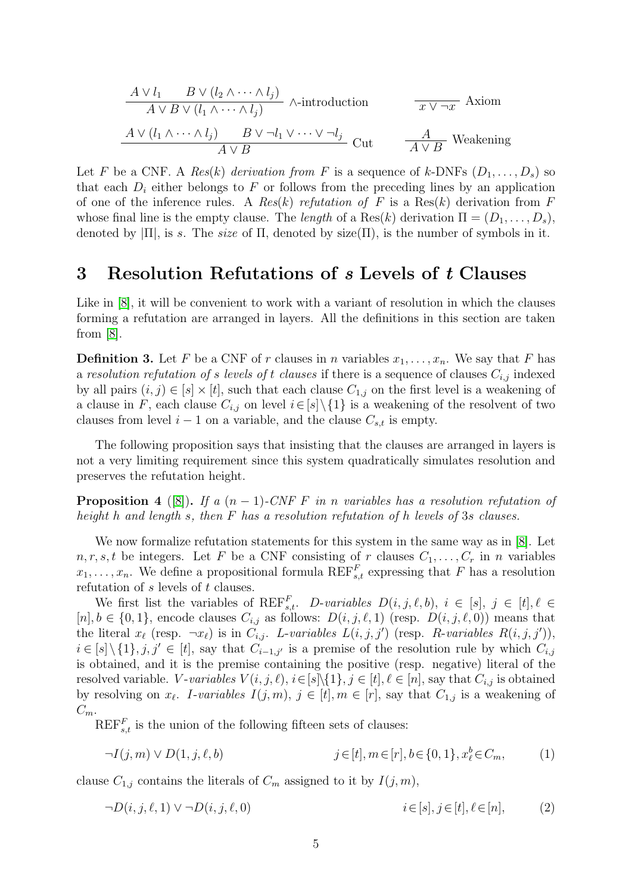$$\frac{A \vee l_1 \qquad B \vee (l_2 \wedge \cdots \wedge l_j)}{A \vee B \vee (l_1 \wedge \cdots \wedge l_j)} \text{ } \wedge\text{-introduction} \qquad\qquad \frac{}{x \vee \neg x} \text{ Axiom}$$

$$\frac{A \vee (l_1 \wedge \cdots \wedge l_j) \qquad B \vee \neg l_1 \vee \cdots \vee \neg l_j}{A \vee B} \text{ Cut} \qquad\qquad \frac{A}{A \vee B} \text{ Weakening}$$

Let $F$ be a CNF. A *Res($k$) derivation from* $F$ is a sequence of $k$-DNFs $(D_1, \ldots, D_s)$ so that each $D_i$ either belongs to $F$ or follows from the preceding lines by an application of one of the inference rules. A *Res($k$) refutation of* $F$ is a Res($k$) derivation from $F$ whose final line is the empty clause. The *length* of a Res($k$) derivation $\Pi = (D_1, \ldots, D_s)$, denoted by $|\Pi|$, is $s$. The *size* of $\Pi$, denoted by size($\Pi$), is the number of symbols in it.

## 3 Resolution Refutations of $s$ Levels of $t$ Clauses

Like in [8], it will be convenient to work with a variant of resolution in which the clauses forming a refutation are arranged in layers. All the definitions in this section are taken from [8].

**Definition 3.** Let $F$ be a CNF of $r$ clauses in $n$ variables $x_1, \ldots, x_n$. We say that $F$ has a *resolution refutation of $s$ levels of $t$ clauses* if there is a sequence of clauses $C_{i,j}$ indexed by all pairs $(i,j) \in [s] \times [t]$, such that each clause $C_{1,j}$ on the first level is a weakening of a clause in $F$, each clause $C_{i,j}$ on level $i \in [s] \setminus \{1\}$ is a weakening of the resolvent of two clauses from level $i-1$ on a variable, and the clause $C_{s,t}$ is empty.

The following proposition says that insisting that the clauses are arranged in layers is not a very limiting requirement since this system quadratically simulates resolution and preserves the refutation height.

**Proposition 4** ([8])**.** *If a $(n-1)$-CNF $F$ in $n$ variables has a resolution refutation of height $h$ and length $s$, then $F$ has a resolution refutation of $h$ levels of $3s$ clauses.*

We now formalize refutation statements for this system in the same way as in [8]. Let $n, r, s, t$ be integers. Let $F$ be a CNF consisting of $r$ clauses $C_1, \ldots, C_r$ in $n$ variables $x_1, \ldots, x_n$. We define a propositional formula $\mathrm{REF}^F_{s,t}$ expressing that $F$ has a resolution refutation of $s$ levels of $t$ clauses.

We first list the variables of $\mathrm{REF}^F_{s,t}$. *D-variables* $D(i,j,\ell,b)$, $i \in [s]$, $j \in [t]$, $\ell \in [n]$, $b \in \{0,1\}$, encode clauses $C_{i,j}$ as follows: $D(i,j,\ell,1)$ (resp. $D(i,j,\ell,0)$) means that the literal $x_\ell$ (resp. $\neg x_\ell$) is in $C_{i,j}$. *L-variables* $L(i,j,j')$ (resp. *R-variables* $R(i,j,j')$), $i \in [s] \setminus \{1\}, j, j' \in [t]$, say that $C_{i-1,j'}$ is a premise of the resolution rule by which $C_{i,j}$ is obtained, and it is the premise containing the positive (resp. negative) literal of the resolved variable. *V-variables* $V(i,j,\ell)$, $i \in [s] \setminus \{1\}$, $j \in [t]$, $\ell \in [n]$, say that $C_{i,j}$ is obtained by resolving on $x_\ell$. *I-variables* $I(j,m)$, $j \in [t], m \in [r]$, say that $C_{1,j}$ is a weakening of $C_m$.

$\mathrm{REF}^F_{s,t}$ is the union of the following fifteen sets of clauses:

$$\neg I(j,m) \vee D(1,j,\ell,b) \qquad\qquad j \in [t], m \in [r], b \in \{0,1\}, x^b_\ell \in C_m, \tag{1}$$

clause $C_{1,j}$ contains the literals of $C_m$ assigned to it by $I(j,m)$,

$$\neg D(i,j,\ell,1) \vee \neg D(i,j,\ell,0) \qquad\qquad i \in [s], j \in [t], \ell \in [n], \tag{2}$$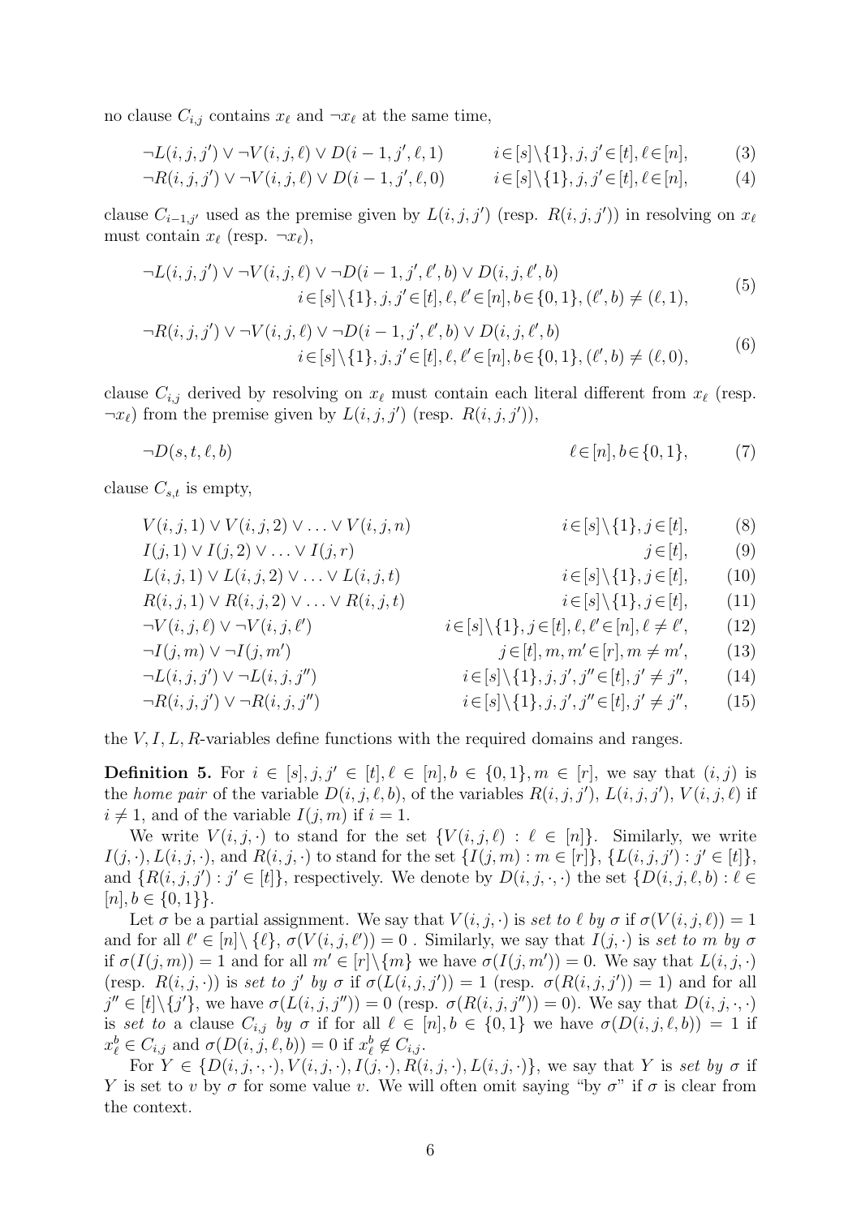no clause $C_{i,j}$ contains $x_\ell$ and $\neg x_\ell$ at the same time,

$$\neg L(i,j,j') \vee \neg V(i,j,\ell) \vee D(i-1,j',\ell,1) \qquad i \in [s]\setminus\{1\}, j,j' \in [t], \ell \in [n], \tag{3}$$

$$\neg R(i,j,j') \vee \neg V(i,j,\ell) \vee D(i-1,j',\ell,0) \qquad i \in [s]\setminus\{1\}, j,j' \in [t], \ell \in [n], \tag{4}$$

clause $C_{i-1,j'}$ used as the premise given by $L(i,j,j')$ (resp. $R(i,j,j')$) in resolving on $x_\ell$ must contain $x_\ell$ (resp. $\neg x_\ell$),

$$\begin{aligned}&\neg L(i,j,j') \vee \neg V(i,j,\ell) \vee \neg D(i-1,j',\ell',b) \vee D(i,j,\ell',b)\\ &\qquad\qquad i \in [s]\setminus\{1\}, j,j' \in [t], \ell,\ell' \in [n], b \in \{0,1\}, (\ell',b) \neq (\ell,1),\end{aligned} \tag{5}$$

$$\begin{aligned}&\neg R(i,j,j') \vee \neg V(i,j,\ell) \vee \neg D(i-1,j',\ell',b) \vee D(i,j,\ell',b)\\ &\qquad\qquad i \in [s]\setminus\{1\}, j,j' \in [t], \ell,\ell' \in [n], b \in \{0,1\}, (\ell',b) \neq (\ell,0),\end{aligned} \tag{6}$$

clause $C_{i,j}$ derived by resolving on $x_\ell$ must contain each literal different from $x_\ell$ (resp. $\neg x_\ell$) from the premise given by $L(i,j,j')$ (resp. $R(i,j,j')$),

$$\neg D(s,t,\ell,b) \qquad \ell \in [n], b \in \{0,1\}, \tag{7}$$

clause $C_{s,t}$ is empty,

$$V(i,j,1) \vee V(i,j,2) \vee \ldots \vee V(i,j,n) \qquad i \in [s]\setminus\{1\}, j \in [t], \tag{8}$$

$$I(j,1) \vee I(j,2) \vee \ldots \vee I(j,r) \qquad j \in [t], \tag{9}$$

$$L(i,j,1) \vee L(i,j,2) \vee \ldots \vee L(i,j,t) \qquad i \in [s]\setminus\{1\}, j \in [t], \tag{10}$$

$$R(i,j,1) \vee R(i,j,2) \vee \ldots \vee R(i,j,t) \qquad i \in [s]\setminus\{1\}, j \in [t], \tag{11}$$

$$\neg V(i,j,\ell) \vee \neg V(i,j,\ell') \qquad i \in [s]\setminus\{1\}, j \in [t], \ell,\ell' \in [n], \ell \neq \ell', \tag{12}$$

$$\neg I(j,m) \vee \neg I(j,m') \qquad j \in [t], m,m' \in [r], m \neq m', \tag{13}$$

$$\neg L(i,j,j') \vee \neg L(i,j,j'') \qquad i \in [s]\setminus\{1\}, j,j',j'' \in [t], j' \neq j'', \tag{14}$$

$$\neg R(i,j,j') \vee \neg R(i,j,j'') \qquad i \in [s]\setminus\{1\}, j,j',j'' \in [t], j' \neq j'', \tag{15}$$

the $V, I, L, R$-variables define functions with the required domains and ranges.

**Definition 5.** For $i \in [s], j,j' \in [t], \ell \in [n], b \in \{0,1\}, m \in [r]$, we say that $(i,j)$ is the *home pair* of the variable $D(i,j,\ell,b)$, of the variables $R(i,j,j')$, $L(i,j,j')$, $V(i,j,\ell)$ if $i \neq 1$, and of the variable $I(j,m)$ if $i = 1$.

We write $V(i,j,\cdot)$ to stand for the set $\{V(i,j,\ell) : \ell \in [n]\}$. Similarly, we write $I(j,\cdot), L(i,j,\cdot)$, and $R(i,j,\cdot)$ to stand for the set $\{I(j,m) : m \in [r]\}$, $\{L(i,j,j') : j' \in [t]\}$, and $\{R(i,j,j') : j' \in [t]\}$, respectively. We denote by $D(i,j,\cdot,\cdot)$ the set $\{D(i,j,\ell,b) : \ell \in [n], b \in \{0,1\}\}$.

Let $\sigma$ be a partial assignment. We say that $V(i,j,\cdot)$ is *set to* $\ell$ *by* $\sigma$ if $\sigma(V(i,j,\ell)) = 1$ and for all $\ell' \in [n]\setminus\{\ell\}$, $\sigma(V(i,j,\ell')) = 0$ . Similarly, we say that $I(j,\cdot)$ is *set to* $m$ *by* $\sigma$ if $\sigma(I(j,m)) = 1$ and for all $m' \in [r]\setminus\{m\}$ we have $\sigma(I(j,m')) = 0$. We say that $L(i,j,\cdot)$ (resp. $R(i,j,\cdot)$) is *set to* $j'$ *by* $\sigma$ if $\sigma(L(i,j,j')) = 1$ (resp. $\sigma(R(i,j,j')) = 1$) and for all $j'' \in [t]\setminus\{j'\}$, we have $\sigma(L(i,j,j'')) = 0$ (resp. $\sigma(R(i,j,j'')) = 0$). We say that $D(i,j,\cdot,\cdot)$ is *set to* a clause $C_{i,j}$ *by* $\sigma$ if for all $\ell \in [n], b \in \{0,1\}$ we have $\sigma(D(i,j,\ell,b)) = 1$ if $x_\ell^b \in C_{i,j}$ and $\sigma(D(i,j,\ell,b)) = 0$ if $x_\ell^b \notin C_{i,j}$.

For $Y \in \{D(i,j,\cdot,\cdot), V(i,j,\cdot), I(j,\cdot), R(i,j,\cdot), L(i,j,\cdot)\}$, we say that $Y$ is *set by* $\sigma$ if $Y$ is set to $v$ by $\sigma$ for some value $v$. We will often omit saying "by $\sigma$" if $\sigma$ is clear from the context.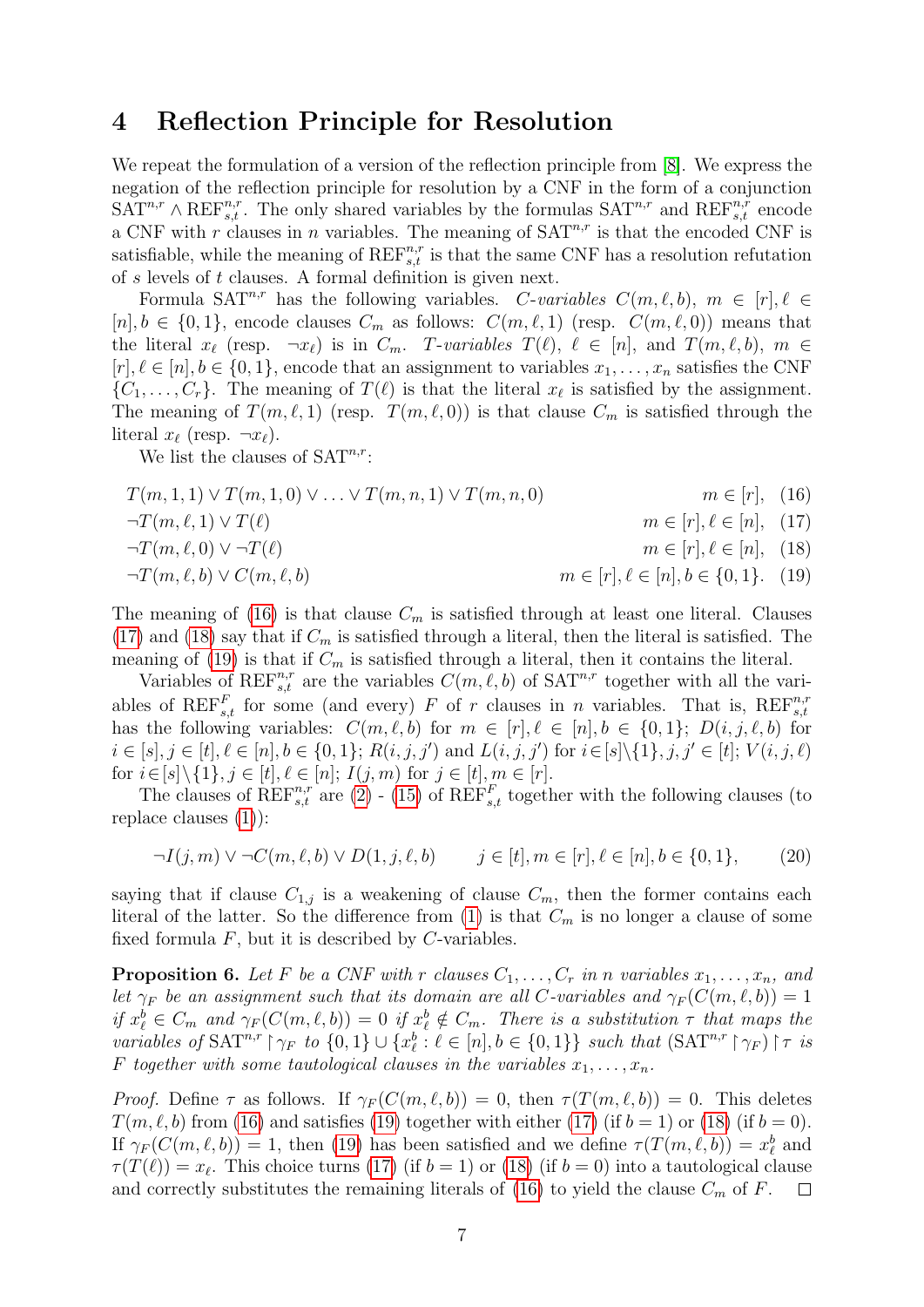## 4 Reflection Principle for Resolution

We repeat the formulation of a version of the reflection principle from [8]. We express the negation of the reflection principle for resolution by a CNF in the form of a conjunction $\mathrm{SAT}^{n,r} \wedge \mathrm{REF}^{n,r}_{s,t}$. The only shared variables by the formulas $\mathrm{SAT}^{n,r}$ and $\mathrm{REF}^{n,r}_{s,t}$ encode a CNF with $r$ clauses in $n$ variables. The meaning of $\mathrm{SAT}^{n,r}$ is that the encoded CNF is satisfiable, while the meaning of $\mathrm{REF}^{n,r}_{s,t}$ is that the same CNF has a resolution refutation of $s$ levels of $t$ clauses. A formal definition is given next.

Formula $\mathrm{SAT}^{n,r}$ has the following variables. *C-variables* $C(m,\ell,b)$, $m \in [r], \ell \in [n], b \in \{0,1\}$, encode clauses $C_m$ as follows: $C(m,\ell,1)$ (resp. $C(m,\ell,0)$) means that the literal $x_\ell$ (resp. $\neg x_\ell$) is in $C_m$. *T-variables* $T(\ell)$, $\ell \in [n]$, and $T(m,\ell,b)$, $m \in [r], \ell \in [n], b \in \{0,1\}$, encode that an assignment to variables $x_1,\ldots,x_n$ satisfies the CNF $\{C_1,\ldots,C_r\}$. The meaning of $T(\ell)$ is that the literal $x_\ell$ is satisfied by the assignment. The meaning of $T(m,\ell,1)$ (resp. $T(m,\ell,0)$) is that clause $C_m$ is satisfied through the literal $x_\ell$ (resp. $\neg x_\ell$).

We list the clauses of $\mathrm{SAT}^{n,r}$:

$$T(m,1,1) \vee T(m,1,0) \vee \ldots \vee T(m,n,1) \vee T(m,n,0) \qquad m \in [r], \quad (16)$$

$$\neg T(m,\ell,1) \vee T(\ell) \qquad m \in [r], \ell \in [n], \quad (17)$$

$$\neg T(m,\ell,0) \vee \neg T(\ell) \qquad m \in [r], \ell \in [n], \quad (18)$$

$$\neg T(m,\ell,b) \vee C(m,\ell,b) \qquad m \in [r], \ell \in [n], b \in \{0,1\}. \quad (19)$$

The meaning of (16) is that clause $C_m$ is satisfied through at least one literal. Clauses (17) and (18) say that if $C_m$ is satisfied through a literal, then the literal is satisfied. The meaning of (19) is that if $C_m$ is satisfied through a literal, then it contains the literal.

Variables of $\mathrm{REF}^{n,r}_{s,t}$ are the variables $C(m,\ell,b)$ of $\mathrm{SAT}^{n,r}$ together with all the variables of $\mathrm{REF}^{F}_{s,t}$ for some (and every) $F$ of $r$ clauses in $n$ variables. That is, $\mathrm{REF}^{n,r}_{s,t}$ has the following variables: $C(m,\ell,b)$ for $m \in [r], \ell \in [n], b \in \{0,1\}$; $D(i,j,\ell,b)$ for $i \in [s], j \in [t], \ell \in [n], b \in \{0,1\}$; $R(i,j,j')$ and $L(i,j,j')$ for $i \in [s] \setminus \{1\}, j,j' \in [t]$; $V(i,j,\ell)$ for $i \in [s] \setminus \{1\}, j \in [t], \ell \in [n]$; $I(j,m)$ for $j \in [t], m \in [r]$.

The clauses of $\mathrm{REF}^{n,r}_{s,t}$ are (2) - (15) of $\mathrm{REF}^{F}_{s,t}$ together with the following clauses (to replace clauses (1)):

$$\neg I(j,m) \vee \neg C(m,\ell,b) \vee D(1,j,\ell,b) \qquad j \in [t], m \in [r], \ell \in [n], b \in \{0,1\}, \quad (20)$$

saying that if clause $C_{1,j}$ is a weakening of clause $C_m$, then the former contains each literal of the latter. So the difference from (1) is that $C_m$ is no longer a clause of some fixed formula $F$, but it is described by $C$-variables.

**Proposition 6.** *Let $F$ be a CNF with $r$ clauses $C_1,\ldots,C_r$ in $n$ variables $x_1,\ldots,x_n$, and let $\gamma_F$ be an assignment such that its domain are all C-variables and $\gamma_F(C(m,\ell,b)) = 1$ if $x^b_\ell \in C_m$ and $\gamma_F(C(m,\ell,b)) = 0$ if $x^b_\ell \notin C_m$. There is a substitution $\tau$ that maps the variables of $\mathrm{SAT}^{n,r} \restriction \gamma_F$ to $\{0,1\} \cup \{x^b_\ell : \ell \in [n], b \in \{0,1\}\}$ such that $(\mathrm{SAT}^{n,r} \restriction \gamma_F) \restriction \tau$ is $F$ together with some tautological clauses in the variables $x_1,\ldots,x_n$.*

*Proof.* Define $\tau$ as follows. If $\gamma_F(C(m,\ell,b)) = 0$, then $\tau(T(m,\ell,b)) = 0$. This deletes $T(m,\ell,b)$ from (16) and satisfies (19) together with either (17) (if $b = 1$) or (18) (if $b = 0$). If $\gamma_F(C(m,\ell,b)) = 1$, then (19) has been satisfied and we define $\tau(T(m,\ell,b)) = x^b_\ell$ and $\tau(T(\ell)) = x_\ell$. This choice turns (17) (if $b = 1$) or (18) (if $b = 0$) into a tautological clause and correctly substitutes the remaining literals of (16) to yield the clause $C_m$ of $F$. $\square$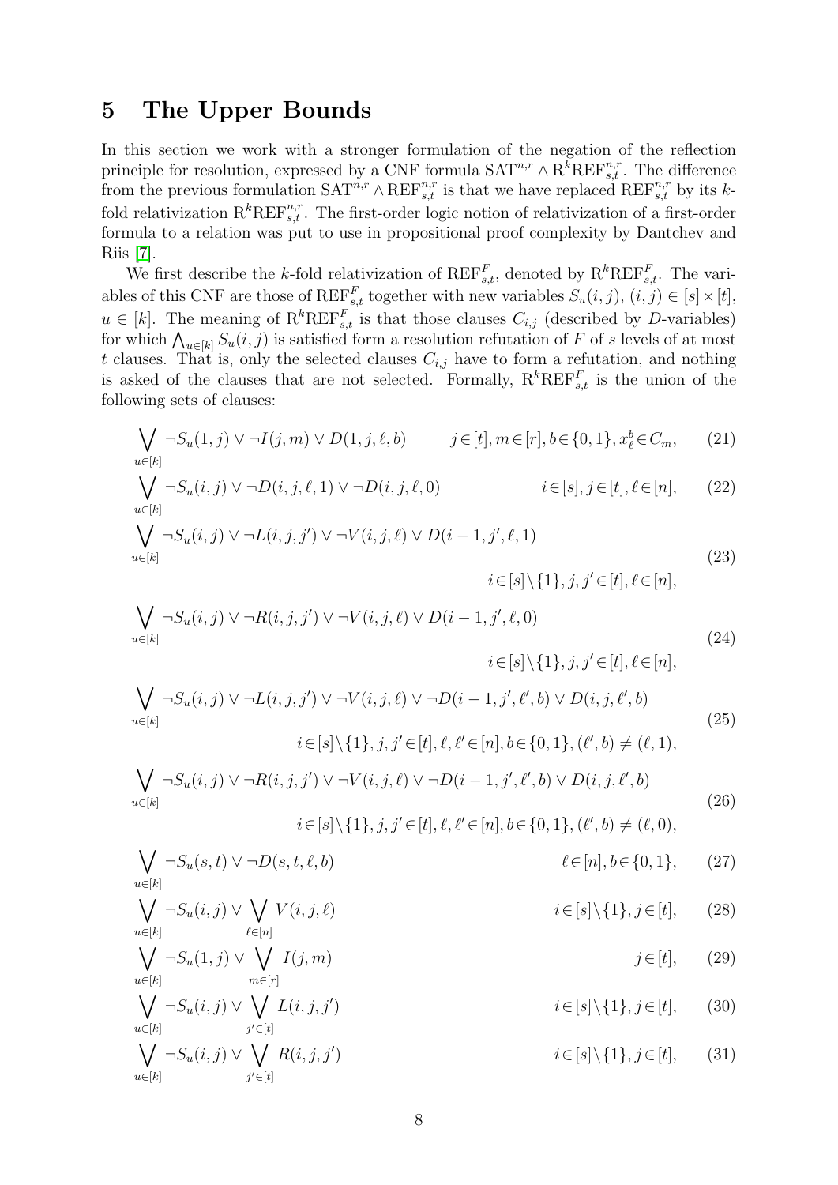# 5 The Upper Bounds

In this section we work with a stronger formulation of the negation of the reflection principle for resolution, expressed by a CNF formula $\mathrm{SAT}^{n,r} \wedge \mathrm{R}^k\mathrm{REF}^{n,r}_{s,t}$. The difference from the previous formulation $\mathrm{SAT}^{n,r} \wedge \mathrm{REF}^{n,r}_{s,t}$ is that we have replaced $\mathrm{REF}^{n,r}_{s,t}$ by its $k$-fold relativization $\mathrm{R}^k\mathrm{REF}^{n,r}_{s,t}$. The first-order logic notion of relativization of a first-order formula to a relation was put to use in propositional proof complexity by Dantchev and Riis [7].

We first describe the $k$-fold relativization of $\mathrm{REF}^F_{s,t}$, denoted by $\mathrm{R}^k\mathrm{REF}^F_{s,t}$. The variables of this CNF are those of $\mathrm{REF}^F_{s,t}$ together with new variables $S_u(i,j)$, $(i,j) \in [s] \times [t]$, $u \in [k]$. The meaning of $\mathrm{R}^k\mathrm{REF}^F_{s,t}$ is that those clauses $C_{i,j}$ (described by $D$-variables) for which $\bigwedge_{u \in [k]} S_u(i,j)$ is satisfied form a resolution refutation of $F$ of $s$ levels of at most $t$ clauses. That is, only the selected clauses $C_{i,j}$ have to form a refutation, and nothing is asked of the clauses that are not selected. Formally, $\mathrm{R}^k\mathrm{REF}^F_{s,t}$ is the union of the following sets of clauses:

$$\bigvee_{u\in[k]} \neg S_u(1,j) \vee \neg I(j,m) \vee D(1,j,\ell,b) \qquad j\in[t], m\in[r], b\in\{0,1\}, x^b_\ell \in C_m, \tag{21}$$

$$\bigvee_{u\in[k]} \neg S_u(i,j) \vee \neg D(i,j,\ell,1) \vee \neg D(i,j,\ell,0) \qquad i\in[s], j\in[t], \ell\in[n], \tag{22}$$

$$\bigvee_{u\in[k]} \neg S_u(i,j) \vee \neg L(i,j,j') \vee \neg V(i,j,\ell) \vee D(i-1,j',\ell,1) \qquad i\in[s]\setminus\{1\}, j,j'\in[t], \ell\in[n], \tag{23}$$

$$\bigvee_{u\in[k]} \neg S_u(i,j) \vee \neg R(i,j,j') \vee \neg V(i,j,\ell) \vee D(i-1,j',\ell,0) \qquad i\in[s]\setminus\{1\}, j,j'\in[t], \ell\in[n], \tag{24}$$

$$\bigvee_{u\in[k]} \neg S_u(i,j) \vee \neg L(i,j,j') \vee \neg V(i,j,\ell) \vee \neg D(i-1,j',\ell',b) \vee D(i,j,\ell',b) \qquad i\in[s]\setminus\{1\}, j,j'\in[t], \ell,\ell'\in[n], b\in\{0,1\}, (\ell',b)\neq(\ell,1), \tag{25}$$

$$\bigvee_{u\in[k]} \neg S_u(i,j) \vee \neg R(i,j,j') \vee \neg V(i,j,\ell) \vee \neg D(i-1,j',\ell',b) \vee D(i,j,\ell',b) \qquad i\in[s]\setminus\{1\}, j,j'\in[t], \ell,\ell'\in[n], b\in\{0,1\}, (\ell',b)\neq(\ell,0), \tag{26}$$

$$\bigvee_{u\in[k]} \neg S_u(s,t) \vee \neg D(s,t,\ell,b) \qquad \ell\in[n], b\in\{0,1\}, \tag{27}$$

$$\bigvee_{u\in[k]} \neg S_u(i,j) \vee \bigvee_{\ell\in[n]} V(i,j,\ell) \qquad i\in[s]\setminus\{1\}, j\in[t], \tag{28}$$

$$\bigvee_{u\in[k]} \neg S_u(1,j) \vee \bigvee_{m\in[r]} I(j,m) \qquad j\in[t], \tag{29}$$

$$\bigvee_{u\in[k]} \neg S_u(i,j) \vee \bigvee_{j'\in[t]} L(i,j,j') \qquad i\in[s]\setminus\{1\}, j\in[t], \tag{30}$$

$$\bigvee_{u\in[k]} \neg S_u(i,j) \vee \bigvee_{j'\in[t]} R(i,j,j') \qquad i\in[s]\setminus\{1\}, j\in[t], \tag{31}$$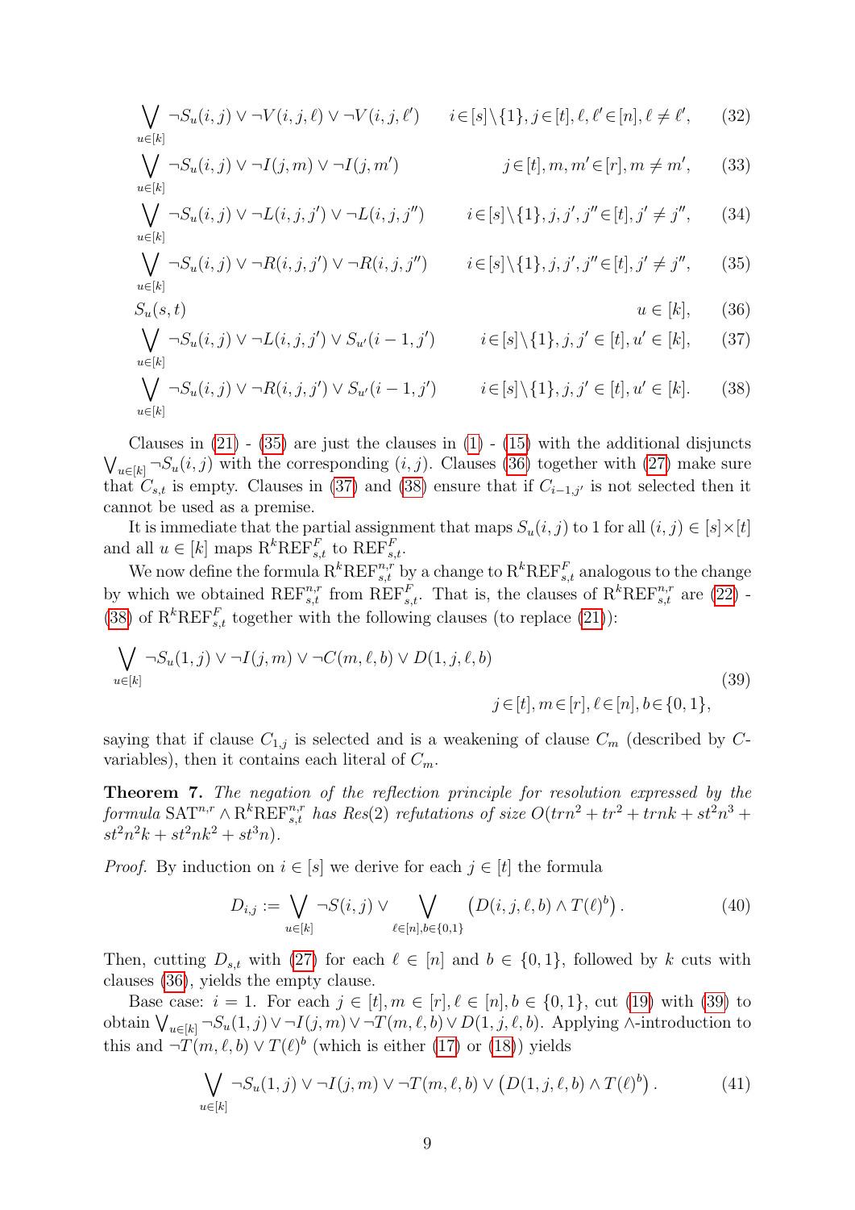$$\bigvee_{u\in[k]} \neg S_u(i,j) \vee \neg V(i,j,\ell) \vee \neg V(i,j,\ell') \qquad i\in[s]\setminus\{1\}, j\in[t], \ell,\ell'\in[n], \ell\neq\ell', \tag{32}$$

$$\bigvee_{u\in[k]} \neg S_u(i,j) \vee \neg I(j,m) \vee \neg I(j,m') \qquad j\in[t], m,m'\in[r], m\neq m', \tag{33}$$

$$\bigvee_{u\in[k]} \neg S_u(i,j) \vee \neg L(i,j,j') \vee \neg L(i,j,j'') \qquad i\in[s]\setminus\{1\}, j,j',j''\in[t], j'\neq j'', \tag{34}$$

$$\bigvee_{u\in[k]} \neg S_u(i,j) \vee \neg R(i,j,j') \vee \neg R(i,j,j'') \qquad i\in[s]\setminus\{1\}, j,j',j''\in[t], j'\neq j'', \tag{35}$$

$$S_u(s,t) \qquad u\in[k], \tag{36}$$

$$\bigvee_{u\in[k]} \neg S_u(i,j) \vee \neg L(i,j,j') \vee S_{u'}(i-1,j') \qquad i\in[s]\setminus\{1\}, j,j'\in[t], u'\in[k], \tag{37}$$

$$\bigvee_{u\in[k]} \neg S_u(i,j) \vee \neg R(i,j,j') \vee S_{u'}(i-1,j') \qquad i\in[s]\setminus\{1\}, j,j'\in[t], u'\in[k]. \tag{38}$$

Clauses in (21) - (35) are just the clauses in (1) - (15) with the additional disjuncts $\bigvee_{u\in[k]} \neg S_u(i,j)$ with the corresponding $(i,j)$. Clauses (36) together with (27) make sure that $C_{s,t}$ is empty. Clauses in (37) and (38) ensure that if $C_{i-1,j'}$ is not selected then it cannot be used as a premise.

It is immediate that the partial assignment that maps $S_u(i,j)$ to 1 for all $(i,j)\in[s]\times[t]$ and all $u\in[k]$ maps $\mathrm{R}^k\mathrm{REF}^F_{s,t}$ to $\mathrm{REF}^F_{s,t}$.

We now define the formula $\mathrm{R}^k\mathrm{REF}^{n,r}_{s,t}$ by a change to $\mathrm{R}^k\mathrm{REF}^F_{s,t}$ analogous to the change by which we obtained $\mathrm{REF}^{n,r}_{s,t}$ from $\mathrm{REF}^F_{s,t}$. That is, the clauses of $\mathrm{R}^k\mathrm{REF}^{n,r}_{s,t}$ are (22) - (38) of $\mathrm{R}^k\mathrm{REF}^F_{s,t}$ together with the following clauses (to replace (21)):

$$\bigvee_{u\in[k]} \neg S_u(1,j) \vee \neg I(j,m) \vee \neg C(m,\ell,b) \vee D(1,j,\ell,b) \qquad j\in[t], m\in[r], \ell\in[n], b\in\{0,1\}, \tag{39}$$

saying that if clause $C_{1,j}$ is selected and is a weakening of clause $C_m$ (described by $C$-variables), then it contains each literal of $C_m$.

**Theorem 7.** *The negation of the reflection principle for resolution expressed by the formula* $\mathrm{SAT}^{n,r}\wedge\mathrm{R}^k\mathrm{REF}^{n,r}_{s,t}$ *has Res(2) refutations of size* $O(trn^2+tr^2+trnk+st^2n^3+st^2n^2k+st^2nk^2+st^3n)$.

*Proof.* By induction on $i\in[s]$ we derive for each $j\in[t]$ the formula

$$D_{i,j} := \bigvee_{u\in[k]} \neg S(i,j) \vee \bigvee_{\ell\in[n],b\in\{0,1\}} \left(D(i,j,\ell,b)\wedge T(\ell)^b\right). \tag{40}$$

Then, cutting $D_{s,t}$ with (27) for each $\ell\in[n]$ and $b\in\{0,1\}$, followed by $k$ cuts with clauses (36), yields the empty clause.

Base case: $i=1$. For each $j\in[t], m\in[r], \ell\in[n], b\in\{0,1\}$, cut (19) with (39) to obtain $\bigvee_{u\in[k]}\neg S_u(1,j)\vee\neg I(j,m)\vee\neg T(m,\ell,b)\vee D(1,j,\ell,b)$. Applying $\wedge$-introduction to this and $\neg T(m,\ell,b)\vee T(\ell)^b$ (which is either (17) or (18)) yields

$$\bigvee_{u\in[k]} \neg S_u(1,j) \vee \neg I(j,m) \vee \neg T(m,\ell,b) \vee \left(D(1,j,\ell,b)\wedge T(\ell)^b\right). \tag{41}$$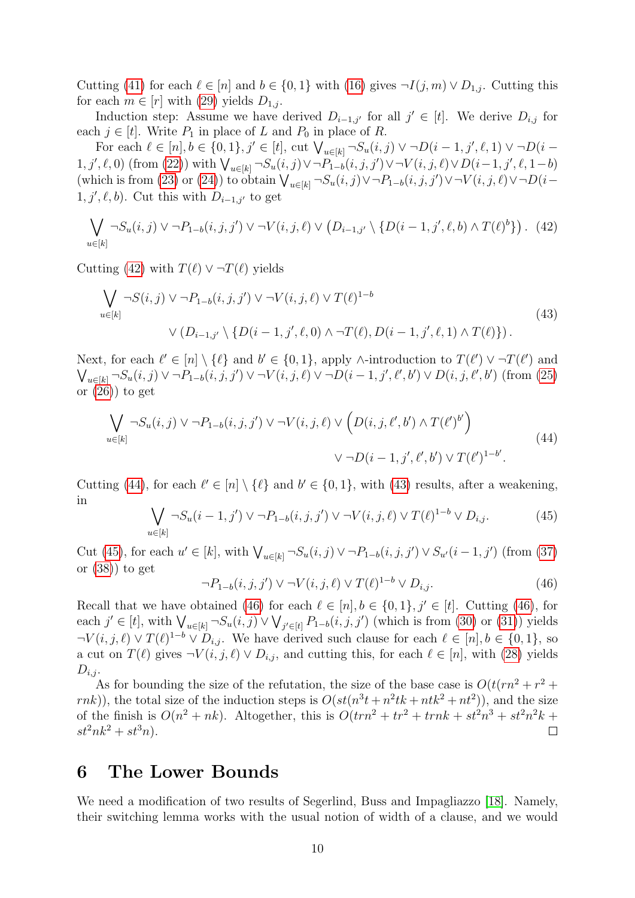Cutting (41) for each $\ell \in [n]$ and $b \in \{0,1\}$ with (16) gives $\neg I(j,m) \vee D_{1,j}$. Cutting this for each $m \in [r]$ with (29) yields $D_{1,j}$.

Induction step: Assume we have derived $D_{i-1,j'}$ for all $j' \in [t]$. We derive $D_{i,j}$ for each $j \in [t]$. Write $P_1$ in place of $L$ and $P_0$ in place of $R$.

For each $\ell \in [n], b \in \{0,1\}, j' \in [t]$, cut $\bigvee_{u\in[k]} \neg S_u(i,j) \vee \neg D(i-1,j',\ell,1) \vee \neg D(i-1,j',\ell,0)$ (from (22)) with $\bigvee_{u\in[k]} \neg S_u(i,j) \vee \neg P_{1-b}(i,j,j') \vee \neg V(i,j,\ell) \vee D(i-1,j',\ell,1-b)$ (which is from (23) or (24)) to obtain $\bigvee_{u\in[k]} \neg S_u(i,j) \vee \neg P_{1-b}(i,j,j') \vee \neg V(i,j,\ell) \vee \neg D(i-1,j',\ell,b)$. Cut this with $D_{i-1,j'}$ to get

$$\bigvee_{u\in[k]} \neg S_u(i,j) \vee \neg P_{1-b}(i,j,j') \vee \neg V(i,j,\ell) \vee \left(D_{i-1,j'} \setminus \{D(i-1,j',\ell,b) \wedge T(\ell)^b\}\right). \quad (42)$$

Cutting (42) with $T(\ell) \vee \neg T(\ell)$ yields

$$\begin{aligned}\bigvee_{u\in[k]} &\neg S(i,j) \vee \neg P_{1-b}(i,j,j') \vee \neg V(i,j,\ell) \vee T(\ell)^{1-b} \\ &\vee (D_{i-1,j'} \setminus \{D(i-1,j',\ell,0) \wedge \neg T(\ell), D(i-1,j',\ell,1) \wedge T(\ell)\}).\end{aligned} \quad (43)$$

Next, for each $\ell' \in [n] \setminus \{\ell\}$ and $b' \in \{0,1\}$, apply $\wedge$-introduction to $T(\ell') \vee \neg T(\ell')$ and $\bigvee_{u\in[k]} \neg S_u(i,j) \vee \neg P_{1-b}(i,j,j') \vee \neg V(i,j,\ell) \vee \neg D(i-1,j',\ell',b') \vee D(i,j,\ell',b')$ (from (25) or (26)) to get

$$\begin{aligned}\bigvee_{u\in[k]} \neg S_u(i,j) \vee \neg P_{1-b}(i,j,j') \vee \neg V(i,j,\ell) \vee \left(D(i,j,\ell',b') \wedge T(\ell')^{b'}\right) \\ \vee \neg D(i-1,j',\ell',b') \vee T(\ell')^{1-b'}.\end{aligned} \quad (44)$$

Cutting (44), for each $\ell' \in [n] \setminus \{\ell\}$ and $b' \in \{0,1\}$, with (43) results, after a weakening, in

$$\bigvee_{u\in[k]} \neg S_u(i-1,j') \vee \neg P_{1-b}(i,j,j') \vee \neg V(i,j,\ell) \vee T(\ell)^{1-b} \vee D_{i,j}. \quad (45)$$

Cut (45), for each $u' \in [k]$, with $\bigvee_{u\in[k]} \neg S_u(i,j) \vee \neg P_{1-b}(i,j,j') \vee S_{u'}(i-1,j')$ (from (37) or (38)) to get

$$\neg P_{1-b}(i,j,j') \vee \neg V(i,j,\ell) \vee T(\ell)^{1-b} \vee D_{i,j}. \quad (46)$$

Recall that we have obtained (46) for each $\ell \in [n], b \in \{0,1\}, j' \in [t]$. Cutting (46), for each $j' \in [t]$, with $\bigvee_{u\in[k]} \neg S_u(i,j) \vee \bigvee_{j'\in[t]} P_{1-b}(i,j,j')$ (which is from (30) or (31)) yields $\neg V(i,j,\ell) \vee T(\ell)^{1-b} \vee D_{i,j}$. We have derived such clause for each $\ell \in [n], b \in \{0,1\}$, so a cut on $T(\ell)$ gives $\neg V(i,j,\ell) \vee D_{i,j}$, and cutting this, for each $\ell \in [n]$, with (28) yields $D_{i,j}$.

As for bounding the size of the refutation, the size of the base case is $O(t(rn^2 + r^2 + rnk))$, the total size of the induction steps is $O(st(n^3t + n^2tk + ntk^2 + nt^2))$, and the size of the finish is $O(n^2 + nk)$. Altogether, this is $O(trn^2 + tr^2 + trnk + st^2n^3 + st^2n^2k + st^2nk^2 + st^3n)$. □

# 6 The Lower Bounds

We need a modification of two results of Segerlind, Buss and Impagliazzo [18]. Namely, their switching lemma works with the usual notion of width of a clause, and we would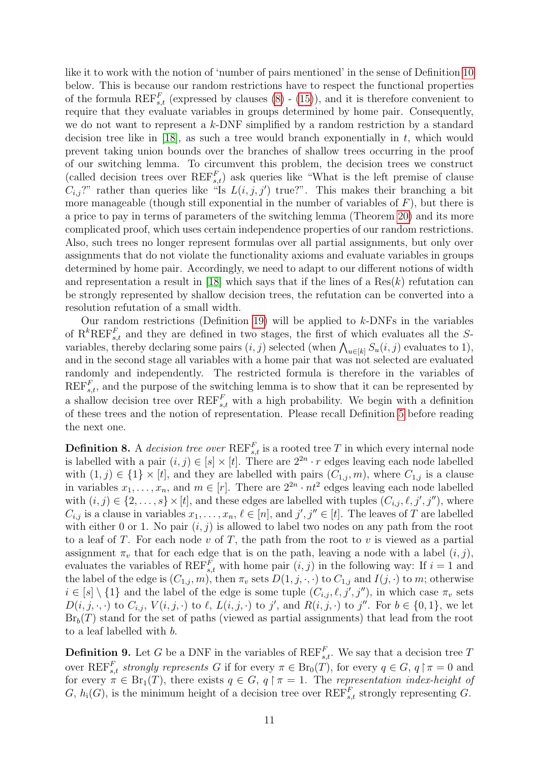like it to work with the notion of 'number of pairs mentioned' in the sense of Definition 10 below. This is because our random restrictions have to respect the functional properties of the formula $\mathrm{REF}^F_{s,t}$ (expressed by clauses (8) - (15)), and it is therefore convenient to require that they evaluate variables in groups determined by home pair. Consequently, we do not want to represent a $k$-DNF simplified by a random restriction by a standard decision tree like in [18], as such a tree would branch exponentially in $t$, which would prevent taking union bounds over the branches of shallow trees occurring in the proof of our switching lemma. To circumvent this problem, the decision trees we construct (called decision trees over $\mathrm{REF}^F_{s,t}$) ask queries like "What is the left premise of clause $C_{i,j}$?" rather than queries like "Is $L(i,j,j')$ true?". This makes their branching a bit more manageable (though still exponential in the number of variables of $F$), but there is a price to pay in terms of parameters of the switching lemma (Theorem 20) and its more complicated proof, which uses certain independence properties of our random restrictions. Also, such trees no longer represent formulas over all partial assignments, but only over assignments that do not violate the functionality axioms and evaluate variables in groups determined by home pair. Accordingly, we need to adapt to our different notions of width and representation a result in [18] which says that if the lines of a $\mathrm{Res}(k)$ refutation can be strongly represented by shallow decision trees, the refutation can be converted into a resolution refutation of a small width.

Our random restrictions (Definition 19) will be applied to $k$-DNFs in the variables of $\mathrm{R}^k\mathrm{REF}^F_{s,t}$ and they are defined in two stages, the first of which evaluates all the $S$-variables, thereby declaring some pairs $(i,j)$ selected (when $\bigwedge_{u\in[k]} S_u(i,j)$ evaluates to 1), and in the second stage all variables with a home pair that was not selected are evaluated randomly and independently. The restricted formula is therefore in the variables of $\mathrm{REF}^F_{s,t}$, and the purpose of the switching lemma is to show that it can be represented by a shallow decision tree over $\mathrm{REF}^F_{s,t}$ with a high probability. We begin with a definition of these trees and the notion of representation. Please recall Definition 5 before reading the next one.

**Definition 8.** A *decision tree over* $\mathrm{REF}^F_{s,t}$ is a rooted tree $T$ in which every internal node is labelled with a pair $(i,j) \in [s]\times[t]$. There are $2^{2n}\cdot r$ edges leaving each node labelled with $(1,j) \in \{1\}\times[t]$, and they are labelled with pairs $(C_{1,j}, m)$, where $C_{1,j}$ is a clause in variables $x_1,\dots,x_n$, and $m \in [r]$. There are $2^{2n}\cdot nt^2$ edges leaving each node labelled with $(i,j) \in \{2,\dots,s\}\times[t]$, and these edges are labelled with tuples $(C_{i,j}, \ell, j', j'')$, where $C_{i,j}$ is a clause in variables $x_1,\dots,x_n$, $\ell \in [n]$, and $j', j'' \in [t]$. The leaves of $T$ are labelled with either 0 or 1. No pair $(i,j)$ is allowed to label two nodes on any path from the root to a leaf of $T$. For each node $v$ of $T$, the path from the root to $v$ is viewed as a partial assignment $\pi_v$ that for each edge that is on the path, leaving a node with a label $(i,j)$, evaluates the variables of $\mathrm{REF}^F_{s,t}$ with home pair $(i,j)$ in the following way: If $i=1$ and the label of the edge is $(C_{1,j}, m)$, then $\pi_v$ sets $D(1,j,\cdot,\cdot)$ to $C_{1,j}$ and $I(j,\cdot)$ to $m$; otherwise $i \in [s]\setminus\{1\}$ and the label of the edge is some tuple $(C_{i,j},\ell,j',j'')$, in which case $\pi_v$ sets $D(i,j,\cdot,\cdot)$ to $C_{i,j}$, $V(i,j,\cdot)$ to $\ell$, $L(i,j,\cdot)$ to $j'$, and $R(i,j,\cdot)$ to $j''$. For $b \in \{0,1\}$, we let $\mathrm{Br}_b(T)$ stand for the set of paths (viewed as partial assignments) that lead from the root to a leaf labelled with $b$.

**Definition 9.** Let $G$ be a DNF in the variables of $\mathrm{REF}^F_{s,t}$. We say that a decision tree $T$ over $\mathrm{REF}^F_{s,t}$ *strongly represents* $G$ if for every $\pi \in \mathrm{Br}_0(T)$, for every $q \in G$, $q\restriction\pi = 0$ and for every $\pi \in \mathrm{Br}_1(T)$, there exists $q \in G$, $q\restriction\pi = 1$. The *representation index-height of* $G$, $h_{\mathrm{i}}(G)$, is the minimum height of a decision tree over $\mathrm{REF}^F_{s,t}$ strongly representing $G$.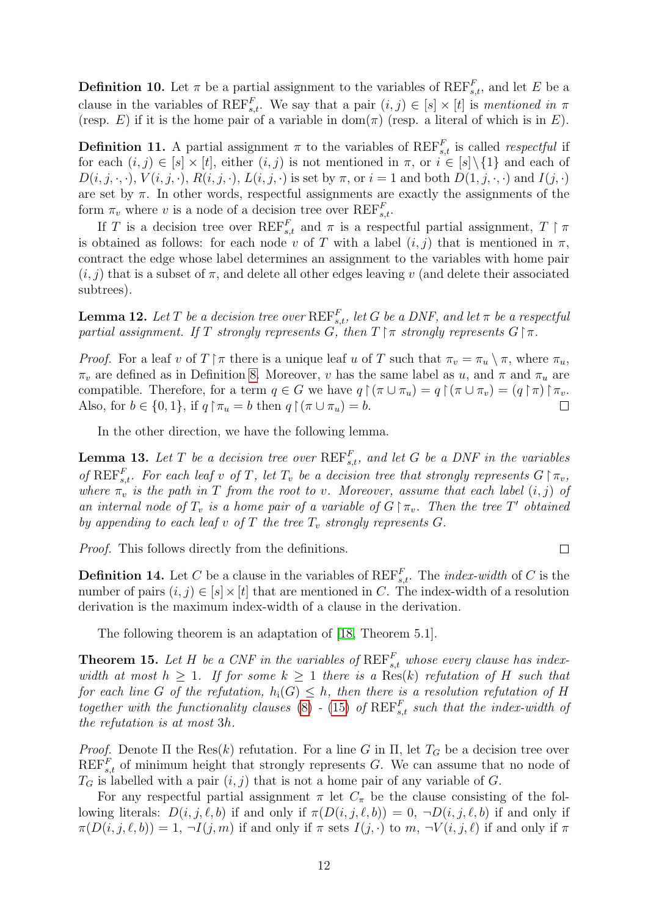**Definition 10.** Let $\pi$ be a partial assignment to the variables of $\mathrm{REF}^F_{s,t}$, and let $E$ be a clause in the variables of $\mathrm{REF}^F_{s,t}$. We say that a pair $(i,j) \in [s] \times [t]$ is *mentioned in* $\pi$ (resp. $E$) if it is the home pair of a variable in $\mathrm{dom}(\pi)$ (resp. a literal of which is in $E$).

**Definition 11.** A partial assignment $\pi$ to the variables of $\mathrm{REF}^F_{s,t}$ is called *respectful* if for each $(i,j) \in [s] \times [t]$, either $(i,j)$ is not mentioned in $\pi$, or $i \in [s] \setminus \{1\}$ and each of $D(i,j,\cdot,\cdot)$, $V(i,j,\cdot)$, $R(i,j,\cdot)$, $L(i,j,\cdot)$ is set by $\pi$, or $i = 1$ and both $D(1,j,\cdot,\cdot)$ and $I(j,\cdot)$ are set by $\pi$. In other words, respectful assignments are exactly the assignments of the form $\pi_v$ where $v$ is a node of a decision tree over $\mathrm{REF}^F_{s,t}$.

If $T$ is a decision tree over $\mathrm{REF}^F_{s,t}$ and $\pi$ is a respectful partial assignment, $T \restriction \pi$ is obtained as follows: for each node $v$ of $T$ with a label $(i,j)$ that is mentioned in $\pi$, contract the edge whose label determines an assignment to the variables with home pair $(i,j)$ that is a subset of $\pi$, and delete all other edges leaving $v$ (and delete their associated subtrees).

**Lemma 12.** *Let $T$ be a decision tree over $\mathrm{REF}^F_{s,t}$, let $G$ be a DNF, and let $\pi$ be a respectful partial assignment. If $T$ strongly represents $G$, then $T \restriction \pi$ strongly represents $G \restriction \pi$.*

*Proof.* For a leaf $v$ of $T \restriction \pi$ there is a unique leaf $u$ of $T$ such that $\pi_v = \pi_u \setminus \pi$, where $\pi_u$, $\pi_v$ are defined as in Definition 8. Moreover, $v$ has the same label as $u$, and $\pi$ and $\pi_u$ are compatible. Therefore, for a term $q \in G$ we have $q \restriction (\pi \cup \pi_u) = q \restriction (\pi \cup \pi_v) = (q \restriction \pi) \restriction \pi_v$. Also, for $b \in \{0,1\}$, if $q \restriction \pi_u = b$ then $q \restriction (\pi \cup \pi_u) = b$. $\square$

In the other direction, we have the following lemma.

**Lemma 13.** *Let $T$ be a decision tree over $\mathrm{REF}^F_{s,t}$, and let $G$ be a DNF in the variables of $\mathrm{REF}^F_{s,t}$. For each leaf $v$ of $T$, let $T_v$ be a decision tree that strongly represents $G \restriction \pi_v$, where $\pi_v$ is the path in $T$ from the root to $v$. Moreover, assume that each label $(i,j)$ of an internal node of $T_v$ is a home pair of a variable of $G \restriction \pi_v$. Then the tree $T'$ obtained by appending to each leaf $v$ of $T$ the tree $T_v$ strongly represents $G$.*

*Proof.* This follows directly from the definitions. $\square$

**Definition 14.** Let $C$ be a clause in the variables of $\mathrm{REF}^F_{s,t}$. The *index-width* of $C$ is the number of pairs $(i,j) \in [s] \times [t]$ that are mentioned in $C$. The index-width of a resolution derivation is the maximum index-width of a clause in the derivation.

The following theorem is an adaptation of [18, Theorem 5.1].

**Theorem 15.** *Let $H$ be a CNF in the variables of $\mathrm{REF}^F_{s,t}$ whose every clause has index-width at most $h \geq 1$. If for some $k \geq 1$ there is a $\mathrm{Res}(k)$ refutation of $H$ such that for each line $G$ of the refutation, $h_i(G) \leq h$, then there is a resolution refutation of $H$ together with the functionality clauses (8) - (15) of $\mathrm{REF}^F_{s,t}$ such that the index-width of the refutation is at most $3h$.*

*Proof.* Denote $\Pi$ the $\mathrm{Res}(k)$ refutation. For a line $G$ in $\Pi$, let $T_G$ be a decision tree over $\mathrm{REF}^F_{s,t}$ of minimum height that strongly represents $G$. We can assume that no node of $T_G$ is labelled with a pair $(i,j)$ that is not a home pair of any variable of $G$.

For any respectful partial assignment $\pi$ let $C_\pi$ be the clause consisting of the following literals: $D(i,j,\ell,b)$ if and only if $\pi(D(i,j,\ell,b)) = 0$, $\neg D(i,j,\ell,b)$ if and only if $\pi(D(i,j,\ell,b)) = 1$, $\neg I(j,m)$ if and only if $\pi$ sets $I(j,\cdot)$ to $m$, $\neg V(i,j,\ell)$ if and only if $\pi$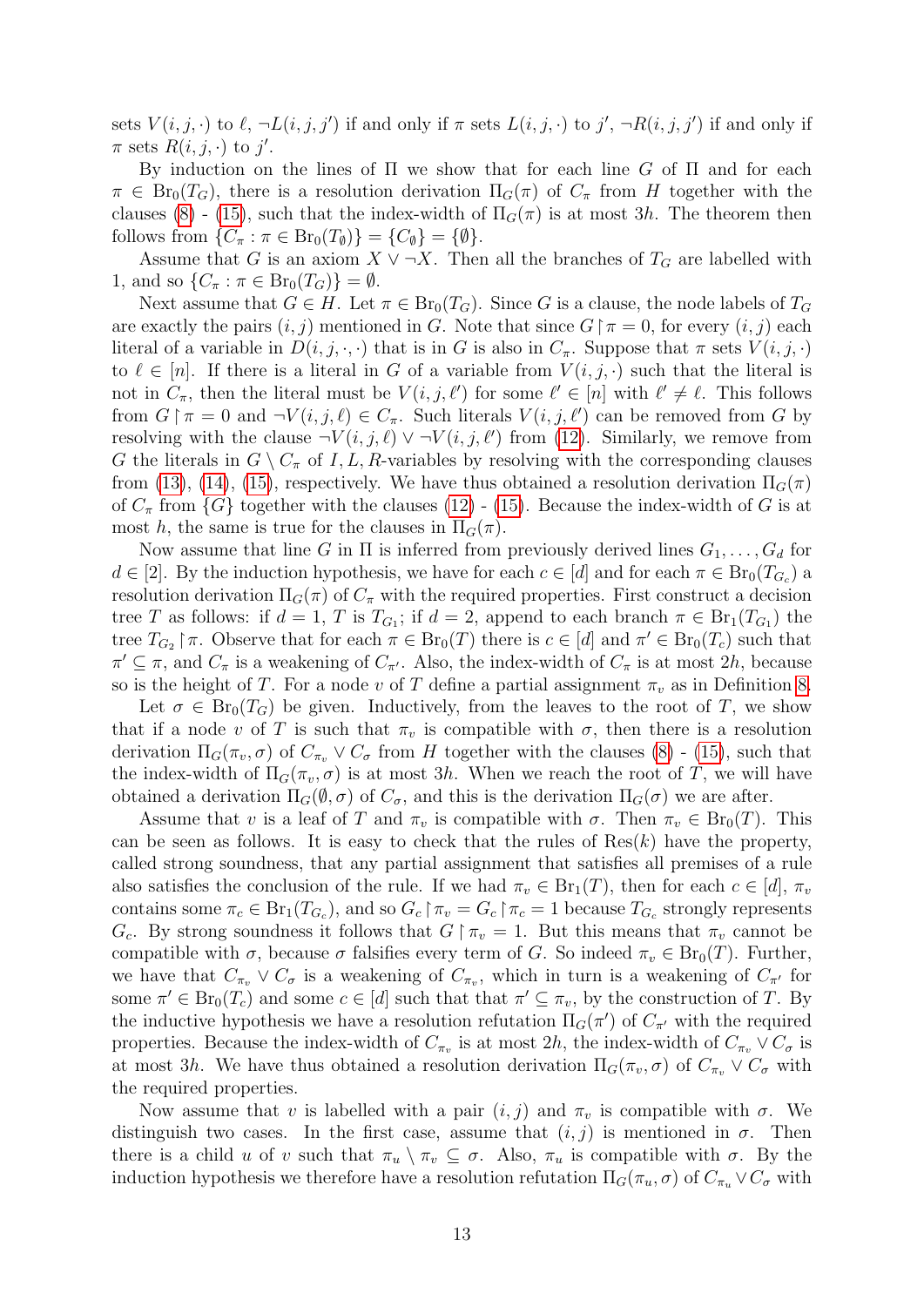sets $V(i,j,\cdot)$ to $\ell$, $\neg L(i,j,j')$ if and only if $\pi$ sets $L(i,j,\cdot)$ to $j'$, $\neg R(i,j,j')$ if and only if $\pi$ sets $R(i,j,\cdot)$ to $j'$.

By induction on the lines of $\Pi$ we show that for each line $G$ of $\Pi$ and for each $\pi \in \mathrm{Br}_0(T_G)$, there is a resolution derivation $\Pi_G(\pi)$ of $C_\pi$ from $H$ together with the clauses (8) - (15), such that the index-width of $\Pi_G(\pi)$ is at most $3h$. The theorem then follows from $\{C_\pi : \pi \in \mathrm{Br}_0(T_\emptyset)\} = \{C_\emptyset\} = \{\emptyset\}$.

Assume that $G$ is an axiom $X \vee \neg X$. Then all the branches of $T_G$ are labelled with 1, and so $\{C_\pi : \pi \in \mathrm{Br}_0(T_G)\} = \emptyset$.

Next assume that $G \in H$. Let $\pi \in \mathrm{Br}_0(T_G)$. Since $G$ is a clause, the node labels of $T_G$ are exactly the pairs $(i,j)$ mentioned in $G$. Note that since $G\restriction\pi = 0$, for every $(i,j)$ each literal of a variable in $D(i,j,\cdot,\cdot)$ that is in $G$ is also in $C_\pi$. Suppose that $\pi$ sets $V(i,j,\cdot)$ to $\ell \in [n]$. If there is a literal in $G$ of a variable from $V(i,j,\cdot)$ such that the literal is not in $C_\pi$, then the literal must be $V(i,j,\ell')$ for some $\ell' \in [n]$ with $\ell' \neq \ell$. This follows from $G\restriction\pi = 0$ and $\neg V(i,j,\ell) \in C_\pi$. Such literals $V(i,j,\ell')$ can be removed from $G$ by resolving with the clause $\neg V(i,j,\ell) \vee \neg V(i,j,\ell')$ from (12). Similarly, we remove from $G$ the literals in $G \setminus C_\pi$ of $I, L, R$-variables by resolving with the corresponding clauses from (13), (14), (15), respectively. We have thus obtained a resolution derivation $\Pi_G(\pi)$ of $C_\pi$ from $\{G\}$ together with the clauses (12) - (15). Because the index-width of $G$ is at most $h$, the same is true for the clauses in $\Pi_G(\pi)$.

Now assume that line $G$ in $\Pi$ is inferred from previously derived lines $G_1, \ldots, G_d$ for $d \in [2]$. By the induction hypothesis, we have for each $c \in [d]$ and for each $\pi \in \mathrm{Br}_0(T_{G_c})$ a resolution derivation $\Pi_G(\pi)$ of $C_\pi$ with the required properties. First construct a decision tree $T$ as follows: if $d = 1$, $T$ is $T_{G_1}$; if $d = 2$, append to each branch $\pi \in \mathrm{Br}_1(T_{G_1})$ the tree $T_{G_2}\restriction\pi$. Observe that for each $\pi \in \mathrm{Br}_0(T)$ there is $c \in [d]$ and $\pi' \in \mathrm{Br}_0(T_c)$ such that $\pi' \subseteq \pi$, and $C_\pi$ is a weakening of $C_{\pi'}$. Also, the index-width of $C_\pi$ is at most $2h$, because so is the height of $T$. For a node $v$ of $T$ define a partial assignment $\pi_v$ as in Definition 8.

Let $\sigma \in \mathrm{Br}_0(T_G)$ be given. Inductively, from the leaves to the root of $T$, we show that if a node $v$ of $T$ is such that $\pi_v$ is compatible with $\sigma$, then there is a resolution derivation $\Pi_G(\pi_v, \sigma)$ of $C_{\pi_v} \vee C_\sigma$ from $H$ together with the clauses (8) - (15), such that the index-width of $\Pi_G(\pi_v, \sigma)$ is at most $3h$. When we reach the root of $T$, we will have obtained a derivation $\Pi_G(\emptyset, \sigma)$ of $C_\sigma$, and this is the derivation $\Pi_G(\sigma)$ we are after.

Assume that $v$ is a leaf of $T$ and $\pi_v$ is compatible with $\sigma$. Then $\pi_v \in \mathrm{Br}_0(T)$. This can be seen as follows. It is easy to check that the rules of $\mathrm{Res}(k)$ have the property, called strong soundness, that any partial assignment that satisfies all premises of a rule also satisfies the conclusion of the rule. If we had $\pi_v \in \mathrm{Br}_1(T)$, then for each $c \in [d]$, $\pi_v$ contains some $\pi_c \in \mathrm{Br}_1(T_{G_c})$, and so $G_c\restriction\pi_v = G_c\restriction\pi_c = 1$ because $T_{G_c}$ strongly represents $G_c$. By strong soundness it follows that $G\restriction\pi_v = 1$. But this means that $\pi_v$ cannot be compatible with $\sigma$, because $\sigma$ falsifies every term of $G$. So indeed $\pi_v \in \mathrm{Br}_0(T)$. Further, we have that $C_{\pi_v} \vee C_\sigma$ is a weakening of $C_{\pi_v}$, which in turn is a weakening of $C_{\pi'}$ for some $\pi' \in \mathrm{Br}_0(T_c)$ and some $c \in [d]$ such that that $\pi' \subseteq \pi_v$, by the construction of $T$. By the inductive hypothesis we have a resolution refutation $\Pi_G(\pi')$ of $C_{\pi'}$ with the required properties. Because the index-width of $C_{\pi_v}$ is at most $2h$, the index-width of $C_{\pi_v} \vee C_\sigma$ is at most $3h$. We have thus obtained a resolution derivation $\Pi_G(\pi_v, \sigma)$ of $C_{\pi_v} \vee C_\sigma$ with the required properties.

Now assume that $v$ is labelled with a pair $(i,j)$ and $\pi_v$ is compatible with $\sigma$. We distinguish two cases. In the first case, assume that $(i,j)$ is mentioned in $\sigma$. Then there is a child $u$ of $v$ such that $\pi_u \setminus \pi_v \subseteq \sigma$. Also, $\pi_u$ is compatible with $\sigma$. By the induction hypothesis we therefore have a resolution refutation $\Pi_G(\pi_u, \sigma)$ of $C_{\pi_u} \vee C_\sigma$ with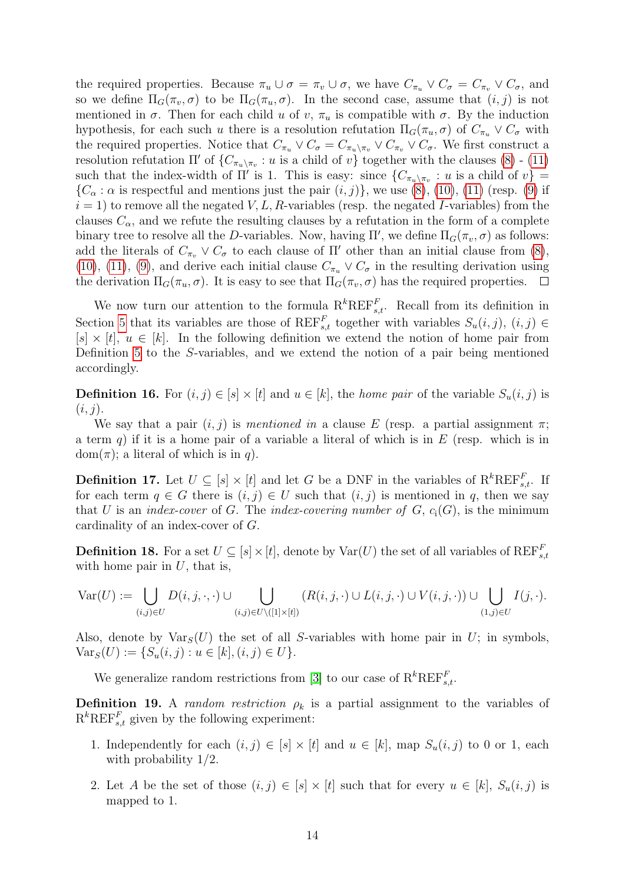the required properties. Because $\pi_u \cup \sigma = \pi_v \cup \sigma$, we have $C_{\pi_u} \vee C_\sigma = C_{\pi_v} \vee C_\sigma$, and so we define $\Pi_G(\pi_v, \sigma)$ to be $\Pi_G(\pi_u, \sigma)$. In the second case, assume that $(i, j)$ is not mentioned in $\sigma$. Then for each child $u$ of $v$, $\pi_u$ is compatible with $\sigma$. By the induction hypothesis, for each such $u$ there is a resolution refutation $\Pi_G(\pi_u, \sigma)$ of $C_{\pi_u} \vee C_\sigma$ with the required properties. Notice that $C_{\pi_u} \vee C_\sigma = C_{\pi_u \setminus \pi_v} \vee C_{\pi_v} \vee C_\sigma$. We first construct a resolution refutation $\Pi'$ of $\{C_{\pi_u \setminus \pi_v} : u \text{ is a child of } v\}$ together with the clauses (8) - (11) such that the index-width of $\Pi'$ is 1. This is easy: since $\{C_{\pi_u \setminus \pi_v} : u \text{ is a child of } v\} = \{C_\alpha : \alpha \text{ is respectful and mentions just the pair } (i, j)\}$, we use (8), (10), (11) (resp. (9) if $i = 1$) to remove all the negated $V, L, R$-variables (resp. the negated $I$-variables) from the clauses $C_\alpha$, and we refute the resulting clauses by a refutation in the form of a complete binary tree to resolve all the $D$-variables. Now, having $\Pi'$, we define $\Pi_G(\pi_v, \sigma)$ as follows: add the literals of $C_{\pi_v} \vee C_\sigma$ to each clause of $\Pi'$ other than an initial clause from (8), (10), (11), (9), and derive each initial clause $C_{\pi_u} \vee C_\sigma$ in the resulting derivation using the derivation $\Pi_G(\pi_u, \sigma)$. It is easy to see that $\Pi_G(\pi_v, \sigma)$ has the required properties. $\square$

We now turn our attention to the formula $\mathrm{R}^k\mathrm{REF}^F_{s,t}$. Recall from its definition in Section 5 that its variables are those of $\mathrm{REF}^F_{s,t}$ together with variables $S_u(i, j)$, $(i, j) \in [s] \times [t]$, $u \in [k]$. In the following definition we extend the notion of home pair from Definition 5 to the $S$-variables, and we extend the notion of a pair being mentioned accordingly.

**Definition 16.** For $(i, j) \in [s] \times [t]$ and $u \in [k]$, the *home pair* of the variable $S_u(i, j)$ is $(i, j)$.

We say that a pair $(i, j)$ is *mentioned in* a clause $E$ (resp. a partial assignment $\pi$; a term $q$) if it is a home pair of a variable a literal of which is in $E$ (resp. which is in $\mathrm{dom}(\pi)$; a literal of which is in $q$).

**Definition 17.** Let $U \subseteq [s] \times [t]$ and let $G$ be a DNF in the variables of $\mathrm{R}^k\mathrm{REF}^F_{s,t}$. If for each term $q \in G$ there is $(i, j) \in U$ such that $(i, j)$ is mentioned in $q$, then we say that $U$ is an *index-cover* of $G$. The *index-covering number of* $G$, $c_\mathrm{i}(G)$, is the minimum cardinality of an index-cover of $G$.

**Definition 18.** For a set $U \subseteq [s] \times [t]$, denote by $\mathrm{Var}(U)$ the set of all variables of $\mathrm{REF}^F_{s,t}$ with home pair in $U$, that is,

$$\mathrm{Var}(U) := \bigcup_{(i,j) \in U} D(i, j, \cdot, \cdot) \cup \bigcup_{(i,j) \in U \setminus ([1] \times [t])} (R(i, j, \cdot) \cup L(i, j, \cdot) \cup V(i, j, \cdot)) \cup \bigcup_{(1,j) \in U} I(j, \cdot).$$

Also, denote by $\mathrm{Var}_S(U)$ the set of all $S$-variables with home pair in $U$; in symbols, $\mathrm{Var}_S(U) := \{S_u(i, j) : u \in [k], (i, j) \in U\}$.

We generalize random restrictions from [3] to our case of $\mathrm{R}^k\mathrm{REF}^F_{s,t}$.

**Definition 19.** A *random restriction* $\rho_k$ is a partial assignment to the variables of $\mathrm{R}^k\mathrm{REF}^F_{s,t}$ given by the following experiment:

1. Independently for each $(i, j) \in [s] \times [t]$ and $u \in [k]$, map $S_u(i, j)$ to 0 or 1, each with probability 1/2.
2. Let $A$ be the set of those $(i, j) \in [s] \times [t]$ such that for every $u \in [k]$, $S_u(i, j)$ is mapped to 1.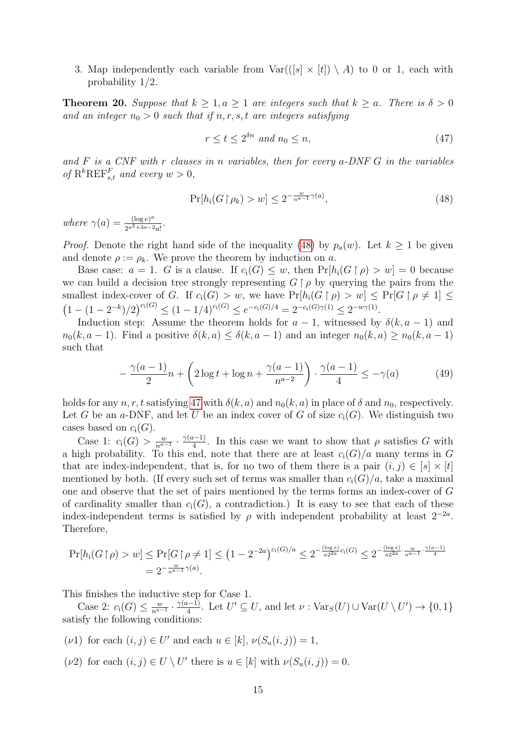3. Map independently each variable from $\mathrm{Var}(([s] \times [t]) \setminus A)$ to 0 or 1, each with probability 1/2.

**Theorem 20.** *Suppose that $k \geq 1, a \geq 1$ are integers such that $k \geq a$. There is $\delta > 0$ and an integer $n_0 > 0$ such that if $n, r, s, t$ are integers satisfying*

$$r \leq t \leq 2^{\delta n} \text{ and } n_0 \leq n, \tag{47}$$

*and $F$ is a CNF with $r$ clauses in $n$ variables, then for every $a$-DNF $G$ in the variables of $\mathrm{R}^k\mathrm{REF}^F_{s,t}$ and every $w > 0$,*

$$\Pr[h_{\mathrm{i}}(G \restriction \rho_k) > w] \leq 2^{-\frac{w}{n^{a-1}}\gamma(a)}, \tag{48}$$

*where $\gamma(a) = \frac{(\log e)^a}{2^{a^2+3a-2}a!}$.*

*Proof.* Denote the right hand side of the inequality (48) by $p_a(w)$. Let $k \geq 1$ be given and denote $\rho := \rho_k$. We prove the theorem by induction on $a$.

Base case: $a = 1$. $G$ is a clause. If $c_{\mathrm{i}}(G) \leq w$, then $\Pr[h_{\mathrm{i}}(G \restriction \rho) > w] = 0$ because we can build a decision tree strongly representing $G \restriction \rho$ by querying the pairs from the smallest index-cover of $G$. If $c_{\mathrm{i}}(G) > w$, we have $\Pr[h_{\mathrm{i}}(G \restriction \rho) > w] \leq \Pr[G \restriction \rho \neq 1] \leq \left(1 - (1 - 2^{-k})/2\right)^{c_{\mathrm{i}}(G)} \leq (1 - 1/4)^{c_{\mathrm{i}}(G)} \leq e^{-c_{\mathrm{i}}(G)/4} = 2^{-c_{\mathrm{i}}(G)\gamma(1)} \leq 2^{-w\gamma(1)}$.

Induction step: Assume the theorem holds for $a - 1$, witnessed by $\delta(k, a-1)$ and $n_0(k, a-1)$. Find a positive $\delta(k, a) \leq \delta(k, a-1)$ and an integer $n_0(k, a) \geq n_0(k, a-1)$ such that

$$-\frac{\gamma(a-1)}{2}n + \left(2\log t + \log n + \frac{\gamma(a-1)}{n^{a-2}}\right) \cdot \frac{\gamma(a-1)}{4} \leq -\gamma(a) \tag{49}$$

holds for any $n, r, t$ satisfying 47 with $\delta(k, a)$ and $n_0(k, a)$ in place of $\delta$ and $n_0$, respectively. Let $G$ be an $a$-DNF, and let $U$ be an index cover of $G$ of size $c_{\mathrm{i}}(G)$. We distinguish two cases based on $c_{\mathrm{i}}(G)$.

Case 1: $c_{\mathrm{i}}(G) > \frac{w}{n^{a-1}} \cdot \frac{\gamma(a-1)}{4}$. In this case we want to show that $\rho$ satisfies $G$ with a high probability. To this end, note that there are at least $c_{\mathrm{i}}(G)/a$ many terms in $G$ that are index-independent, that is, for no two of them there is a pair $(i, j) \in [s] \times [t]$ mentioned by both. (If every such set of terms was smaller than $c_{\mathrm{i}}(G)/a$, take a maximal one and observe that the set of pairs mentioned by the terms forms an index-cover of $G$ of cardinality smaller than $c_{\mathrm{i}}(G)$, a contradiction.) It is easy to see that each of these index-independent terms is satisfied by $\rho$ with independent probability at least $2^{-2a}$. Therefore,

$$\begin{aligned}\Pr[h_{\mathrm{i}}(G \restriction \rho) > w] &\leq \Pr[G \restriction \rho \neq 1] \leq \left(1 - 2^{-2a}\right)^{c_{\mathrm{i}}(G)/a} \leq 2^{-\frac{(\log e)}{a2^{2a}}c_{\mathrm{i}}(G)} \leq 2^{-\frac{(\log e)}{a2^{2a}} \cdot \frac{w}{n^{a-1}} \cdot \frac{\gamma(a-1)}{4}} \\ &= 2^{-\frac{w}{n^{a-1}}\gamma(a)}.\end{aligned}$$

This finishes the inductive step for Case 1.

Case 2: $c_{\mathrm{i}}(G) \leq \frac{w}{n^{a-1}} \cdot \frac{\gamma(a-1)}{4}$. Let $U' \subseteq U$, and let $\nu : \mathrm{Var}_S(U) \cup \mathrm{Var}(U \setminus U') \to \{0, 1\}$ satisfy the following conditions:

($\nu$1) for each $(i, j) \in U'$ and each $u \in [k]$, $\nu(S_u(i, j)) = 1$,

($\nu$2) for each $(i, j) \in U \setminus U'$ there is $u \in [k]$ with $\nu(S_u(i, j)) = 0$.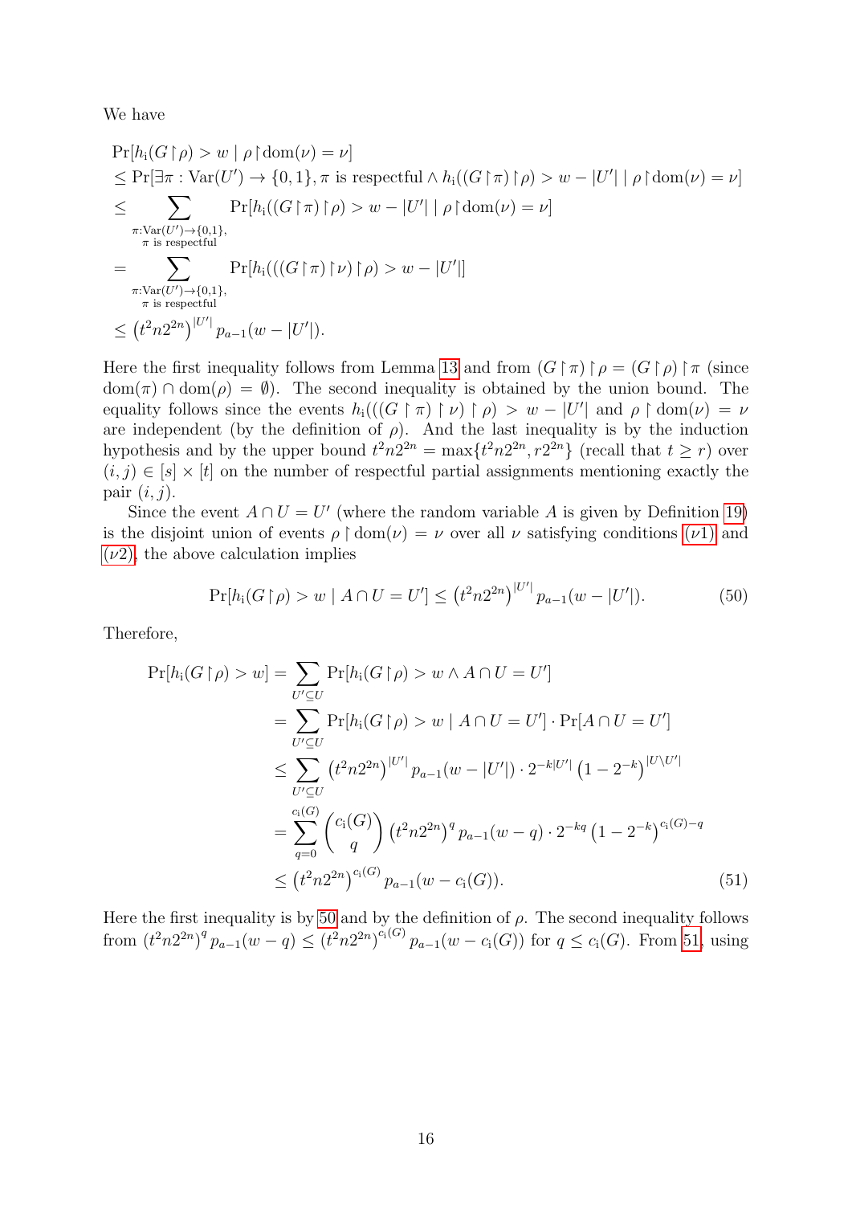We have

$$
\begin{aligned}
&\Pr[h_{\mathrm{i}}(G\restriction\rho) > w \mid \rho\restriction\mathrm{dom}(\nu) = \nu] \\
&\le \Pr[\exists \pi : \mathrm{Var}(U') \to \{0,1\}, \pi \text{ is respectful} \wedge h_{\mathrm{i}}((G\restriction\pi)\restriction\rho) > w - |U'| \mid \rho\restriction\mathrm{dom}(\nu) = \nu] \\
&\le \sum_{\substack{\pi:\mathrm{Var}(U')\to\{0,1\},\\ \pi \text{ is respectful}}} \Pr[h_{\mathrm{i}}((G\restriction\pi)\restriction\rho) > w - |U'| \mid \rho\restriction\mathrm{dom}(\nu) = \nu] \\
&= \sum_{\substack{\pi:\mathrm{Var}(U')\to\{0,1\},\\ \pi \text{ is respectful}}} \Pr[h_{\mathrm{i}}(((G\restriction\pi)\restriction\nu)\restriction\rho) > w - |U'|] \\
&\le \left(t^2 n 2^{2n}\right)^{|U'|} p_{a-1}(w - |U'|).
\end{aligned}
$$

Here the first inequality follows from Lemma 13 and from $(G\restriction\pi)\restriction\rho = (G\restriction\rho)\restriction\pi$ (since $\mathrm{dom}(\pi)\cap\mathrm{dom}(\rho) = \emptyset$). The second inequality is obtained by the union bound. The equality follows since the events $h_{\mathrm{i}}(((G\restriction\pi)\restriction\nu)\restriction\rho) > w - |U'|$ and $\rho\restriction\mathrm{dom}(\nu) = \nu$ are independent (by the definition of $\rho$). And the last inequality is by the induction hypothesis and by the upper bound $t^2 n 2^{2n} = \max\{t^2 n 2^{2n}, r 2^{2n}\}$ (recall that $t \ge r$) over $(i,j) \in [s]\times[t]$ on the number of respectful partial assignments mentioning exactly the pair $(i,j)$.

Since the event $A \cap U = U'$ (where the random variable $A$ is given by Definition 19) is the disjoint union of events $\rho\restriction\mathrm{dom}(\nu) = \nu$ over all $\nu$ satisfying conditions $(\nu 1)$ and $(\nu 2)$, the above calculation implies

$$
\Pr[h_{\mathrm{i}}(G\restriction\rho) > w \mid A\cap U = U'] \le \left(t^2 n 2^{2n}\right)^{|U'|} p_{a-1}(w - |U'|). \tag{50}
$$

Therefore,

$$
\begin{aligned}
\Pr[h_{\mathrm{i}}(G\restriction\rho) > w] &= \sum_{U'\subseteq U} \Pr[h_{\mathrm{i}}(G\restriction\rho) > w \wedge A\cap U = U'] \\
&= \sum_{U'\subseteq U} \Pr[h_{\mathrm{i}}(G\restriction\rho) > w \mid A\cap U = U']\cdot\Pr[A\cap U = U'] \\
&\le \sum_{U'\subseteq U} \left(t^2 n 2^{2n}\right)^{|U'|} p_{a-1}(w - |U'|)\cdot 2^{-k|U'|}\left(1 - 2^{-k}\right)^{|U\setminus U'|} \\
&= \sum_{q=0}^{c_{\mathrm{i}}(G)} \binom{c_{\mathrm{i}}(G)}{q} \left(t^2 n 2^{2n}\right)^{q} p_{a-1}(w - q)\cdot 2^{-kq}\left(1 - 2^{-k}\right)^{c_{\mathrm{i}}(G) - q} \\
&\le \left(t^2 n 2^{2n}\right)^{c_{\mathrm{i}}(G)} p_{a-1}(w - c_{\mathrm{i}}(G)).
\end{aligned} \tag{51}
$$

Here the first inequality is by 50 and by the definition of $\rho$. The second inequality follows from $\left(t^2 n 2^{2n}\right)^q p_{a-1}(w-q) \le \left(t^2 n 2^{2n}\right)^{c_{\mathrm{i}}(G)} p_{a-1}(w - c_{\mathrm{i}}(G))$ for $q \le c_{\mathrm{i}}(G)$. From 51, using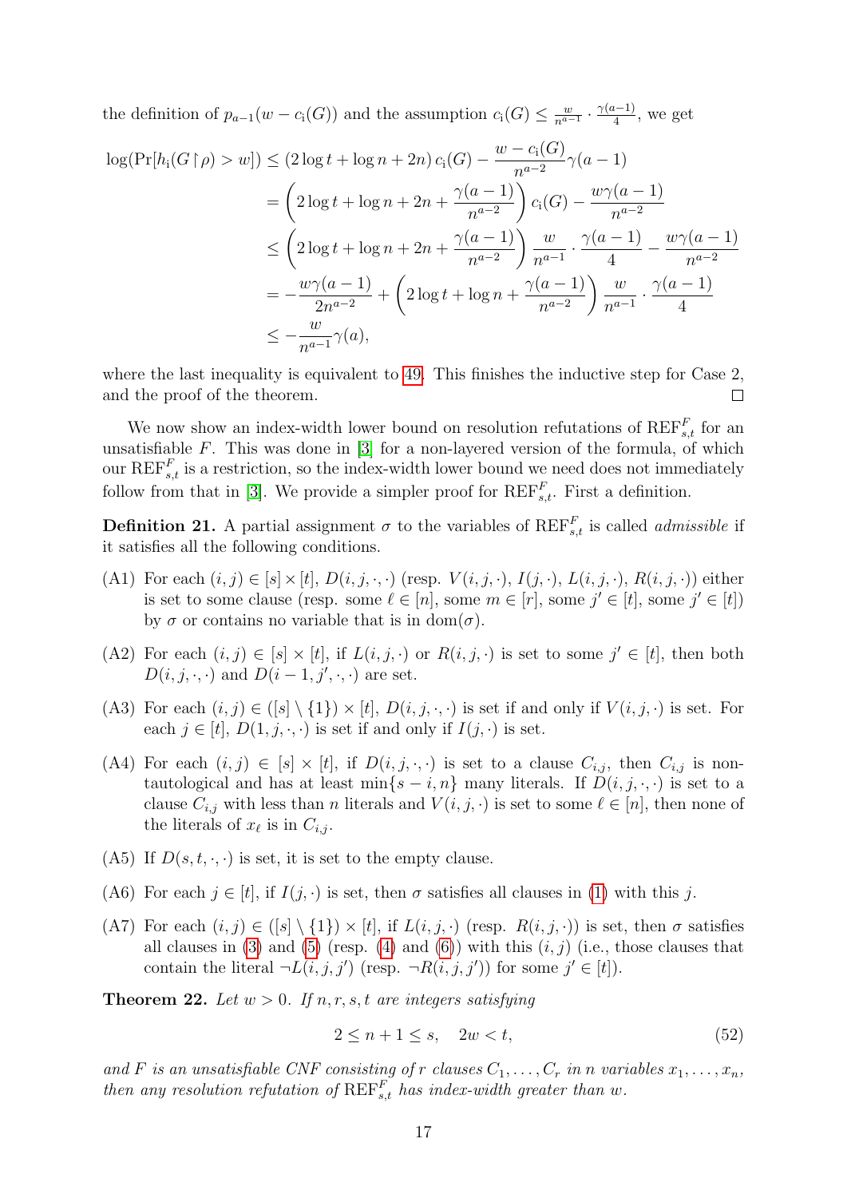the definition of $p_{a-1}(w - c_{\mathrm{i}}(G))$ and the assumption $c_{\mathrm{i}}(G) \le \frac{w}{n^{a-1}} \cdot \frac{\gamma(a-1)}{4}$, we get

$$
\begin{aligned}
\log(\Pr[h_{\mathrm{i}}(G\restriction\rho) > w]) &\le (2\log t + \log n + 2n)\, c_{\mathrm{i}}(G) - \frac{w - c_{\mathrm{i}}(G)}{n^{a-2}}\gamma(a-1) \\
&= \left(2\log t + \log n + 2n + \frac{\gamma(a-1)}{n^{a-2}}\right) c_{\mathrm{i}}(G) - \frac{w\gamma(a-1)}{n^{a-2}} \\
&\le \left(2\log t + \log n + 2n + \frac{\gamma(a-1)}{n^{a-2}}\right) \frac{w}{n^{a-1}} \cdot \frac{\gamma(a-1)}{4} - \frac{w\gamma(a-1)}{n^{a-2}} \\
&= -\frac{w\gamma(a-1)}{2n^{a-2}} + \left(2\log t + \log n + \frac{\gamma(a-1)}{n^{a-2}}\right) \frac{w}{n^{a-1}} \cdot \frac{\gamma(a-1)}{4} \\
&\le -\frac{w}{n^{a-1}}\gamma(a),
\end{aligned}
$$

where the last inequality is equivalent to 49. This finishes the inductive step for Case 2, and the proof of the theorem. ◻

We now show an index-width lower bound on resolution refutations of $\mathrm{REF}^F_{s,t}$ for an unsatisfiable $F$. This was done in [3] for a non-layered version of the formula, of which our $\mathrm{REF}^F_{s,t}$ is a restriction, so the index-width lower bound we need does not immediately follow from that in [3]. We provide a simpler proof for $\mathrm{REF}^F_{s,t}$. First a definition.

**Definition 21.** A partial assignment $\sigma$ to the variables of $\mathrm{REF}^F_{s,t}$ is called *admissible* if it satisfies all the following conditions.

(A1) For each $(i,j) \in [s] \times [t]$, $D(i,j,\cdot,\cdot)$ (resp. $V(i,j,\cdot)$, $I(j,\cdot)$, $L(i,j,\cdot)$, $R(i,j,\cdot)$) either is set to some clause (resp. some $\ell \in [n]$, some $m \in [r]$, some $j' \in [t]$, some $j' \in [t]$) by $\sigma$ or contains no variable that is in $\mathrm{dom}(\sigma)$.

(A2) For each $(i,j) \in [s] \times [t]$, if $L(i,j,\cdot)$ or $R(i,j,\cdot)$ is set to some $j' \in [t]$, then both $D(i,j,\cdot,\cdot)$ and $D(i-1,j',\cdot,\cdot)$ are set.

(A3) For each $(i,j) \in ([s] \setminus \{1\}) \times [t]$, $D(i,j,\cdot,\cdot)$ is set if and only if $V(i,j,\cdot)$ is set. For each $j \in [t]$, $D(1,j,\cdot,\cdot)$ is set if and only if $I(j,\cdot)$ is set.

(A4) For each $(i,j) \in [s] \times [t]$, if $D(i,j,\cdot,\cdot)$ is set to a clause $C_{i,j}$, then $C_{i,j}$ is non-tautological and has at least $\min\{s-i, n\}$ many literals. If $D(i,j,\cdot,\cdot)$ is set to a clause $C_{i,j}$ with less than $n$ literals and $V(i,j,\cdot)$ is set to some $\ell \in [n]$, then none of the literals of $x_\ell$ is in $C_{i,j}$.

(A5) If $D(s,t,\cdot,\cdot)$ is set, it is set to the empty clause.

(A6) For each $j \in [t]$, if $I(j,\cdot)$ is set, then $\sigma$ satisfies all clauses in (1) with this $j$.

(A7) For each $(i,j) \in ([s] \setminus \{1\}) \times [t]$, if $L(i,j,\cdot)$ (resp. $R(i,j,\cdot)$) is set, then $\sigma$ satisfies all clauses in (3) and (5) (resp. (4) and (6)) with this $(i,j)$ (i.e., those clauses that contain the literal $\neg L(i,j,j')$ (resp. $\neg R(i,j,j')$) for some $j' \in [t]$).

**Theorem 22.** *Let $w > 0$. If $n, r, s, t$ are integers satisfying*

$$
2 \le n+1 \le s, \quad 2w < t, \tag{52}
$$

*and $F$ is an unsatisfiable CNF consisting of $r$ clauses $C_1, \ldots, C_r$ in $n$ variables $x_1, \ldots, x_n$, then any resolution refutation of $\mathrm{REF}^F_{s,t}$ has index-width greater than $w$.*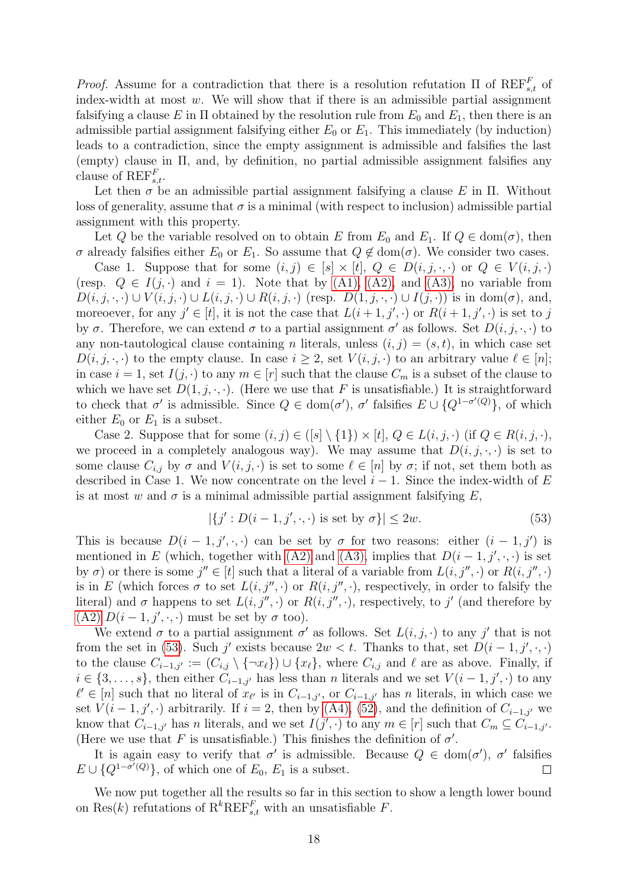*Proof.* Assume for a contradiction that there is a resolution refutation $\Pi$ of $\mathrm{REF}^F_{s,t}$ of index-width at most $w$. We will show that if there is an admissible partial assignment falsifying a clause $E$ in $\Pi$ obtained by the resolution rule from $E_0$ and $E_1$, then there is an admissible partial assignment falsifying either $E_0$ or $E_1$. This immediately (by induction) leads to a contradiction, since the empty assignment is admissible and falsifies the last (empty) clause in $\Pi$, and, by definition, no partial admissible assignment falsifies any clause of $\mathrm{REF}^F_{s,t}$.

Let then $\sigma$ be an admissible partial assignment falsifying a clause $E$ in $\Pi$. Without loss of generality, assume that $\sigma$ is a minimal (with respect to inclusion) admissible partial assignment with this property.

Let $Q$ be the variable resolved on to obtain $E$ from $E_0$ and $E_1$. If $Q \in \mathrm{dom}(\sigma)$, then $\sigma$ already falsifies either $E_0$ or $E_1$. So assume that $Q \notin \mathrm{dom}(\sigma)$. We consider two cases.

Case 1. Suppose that for some $(i,j) \in [s] \times [t]$, $Q \in D(i,j,\cdot,\cdot)$ or $Q \in V(i,j,\cdot)$ (resp. $Q \in I(j,\cdot)$ and $i = 1$). Note that by (A1), (A2), and (A3), no variable from $D(i,j,\cdot,\cdot) \cup V(i,j,\cdot) \cup L(i,j,\cdot) \cup R(i,j,\cdot)$ (resp. $D(1,j,\cdot,\cdot) \cup I(j,\cdot)$) is in $\mathrm{dom}(\sigma)$, and, moreoever, for any $j' \in [t]$, it is not the case that $L(i+1,j',\cdot)$ or $R(i+1,j',\cdot)$ is set to $j$ by $\sigma$. Therefore, we can extend $\sigma$ to a partial assignment $\sigma'$ as follows. Set $D(i,j,\cdot,\cdot)$ to any non-tautological clause containing $n$ literals, unless $(i,j) = (s,t)$, in which case set $D(i,j,\cdot,\cdot)$ to the empty clause. In case $i \geq 2$, set $V(i,j,\cdot)$ to an arbitrary value $\ell \in [n]$; in case $i = 1$, set $I(j,\cdot)$ to any $m \in [r]$ such that the clause $C_m$ is a subset of the clause to which we have set $D(1,j,\cdot,\cdot)$. (Here we use that $F$ is unsatisfiable.) It is straightforward to check that $\sigma'$ is admissible. Since $Q \in \mathrm{dom}(\sigma')$, $\sigma'$ falsifies $E \cup \{Q^{1-\sigma'(Q)}\}$, of which either $E_0$ or $E_1$ is a subset.

Case 2. Suppose that for some $(i,j) \in ([s] \setminus \{1\}) \times [t]$, $Q \in L(i,j,\cdot)$ (if $Q \in R(i,j,\cdot)$, we proceed in a completely analogous way). We may assume that $D(i,j,\cdot,\cdot)$ is set to some clause $C_{i,j}$ by $\sigma$ and $V(i,j,\cdot)$ is set to some $\ell \in [n]$ by $\sigma$; if not, set them both as described in Case 1. We now concentrate on the level $i-1$. Since the index-width of $E$ is at most $w$ and $\sigma$ is a minimal admissible partial assignment falsifying $E$,

$$|\{j' : D(i-1,j',\cdot,\cdot) \text{ is set by } \sigma\}| \leq 2w. \tag{53}$$

This is because $D(i-1,j',\cdot,\cdot)$ can be set by $\sigma$ for two reasons: either $(i-1,j')$ is mentioned in $E$ (which, together with (A2) and (A3), implies that $D(i-1,j',\cdot,\cdot)$ is set by $\sigma$) or there is some $j'' \in [t]$ such that a literal of a variable from $L(i,j'',\cdot)$ or $R(i,j'',\cdot)$ is in $E$ (which forces $\sigma$ to set $L(i,j'',\cdot)$ or $R(i,j'',\cdot)$, respectively, in order to falsify the literal) and $\sigma$ happens to set $L(i,j'',\cdot)$ or $R(i,j'',\cdot)$, respectively, to $j'$ (and therefore by (A2) $D(i-1,j',\cdot,\cdot)$ must be set by $\sigma$ too).

We extend $\sigma$ to a partial assignment $\sigma'$ as follows. Set $L(i,j,\cdot)$ to any $j'$ that is not from the set in (53). Such $j'$ exists because $2w < t$. Thanks to that, set $D(i-1,j',\cdot,\cdot)$ to the clause $C_{i-1,j'} := (C_{i,j} \setminus \{\neg x_\ell\}) \cup \{x_\ell\}$, where $C_{i,j}$ and $\ell$ are as above. Finally, if $i \in \{3,\ldots,s\}$, then either $C_{i-1,j'}$ has less than $n$ literals and we set $V(i-1,j',\cdot)$ to any $\ell' \in [n]$ such that no literal of $x_{\ell'}$ is in $C_{i-1,j'}$, or $C_{i-1,j'}$ has $n$ literals, in which case we set $V(i-1,j',\cdot)$ arbitrarily. If $i = 2$, then by (A4), (52), and the definition of $C_{i-1,j'}$ we know that $C_{i-1,j'}$ has $n$ literals, and we set $I(j',\cdot)$ to any $m \in [r]$ such that $C_m \subseteq C_{i-1,j'}$. (Here we use that $F$ is unsatisfiable.) This finishes the definition of $\sigma'$.

It is again easy to verify that $\sigma'$ is admissible. Because $Q \in \mathrm{dom}(\sigma')$, $\sigma'$ falsifies $E \cup \{Q^{1-\sigma'(Q)}\}$, of which one of $E_0$, $E_1$ is a subset. $\square$

We now put together all the results so far in this section to show a length lower bound on $\mathrm{Res}(k)$ refutations of $\mathrm{R}^k\mathrm{REF}^F_{s,t}$ with an unsatisfiable $F$.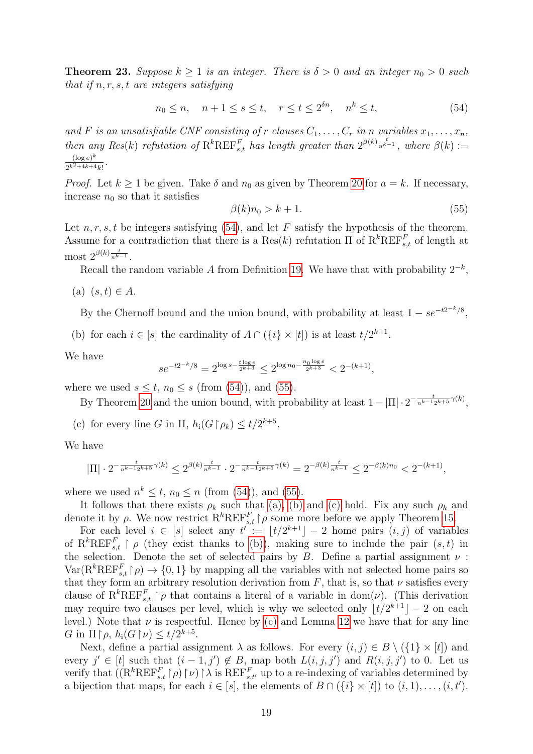**Theorem 23.** *Suppose $k \geq 1$ is an integer. There is $\delta > 0$ and an integer $n_0 > 0$ such that if $n, r, s, t$ are integers satisfying*

$$n_0 \leq n, \quad n+1 \leq s \leq t, \quad r \leq t \leq 2^{\delta n}, \quad n^k \leq t, \tag{54}$$

*and $F$ is an unsatisfiable CNF consisting of $r$ clauses $C_1, \ldots, C_r$ in $n$ variables $x_1, \ldots, x_n$, then any Res(k) refutation of $\mathrm{R}^k\mathrm{REF}^F_{s,t}$ has length greater than $2^{\beta(k)\frac{t}{n^{k-1}}}$, where $\beta(k) := \frac{(\log e)^k}{2^{k^2+4k+4}k!}$.*

*Proof.* Let $k \geq 1$ be given. Take $\delta$ and $n_0$ as given by Theorem 20 for $a = k$. If necessary, increase $n_0$ so that it satisfies

$$\beta(k) n_0 > k + 1. \tag{55}$$

Let $n, r, s, t$ be integers satisfying (54), and let $F$ satisfy the hypothesis of the theorem. Assume for a contradiction that there is a Res(k) refutation $\Pi$ of $\mathrm{R}^k\mathrm{REF}^F_{s,t}$ of length at most $2^{\beta(k)\frac{t}{n^{k-1}}}$.

Recall the random variable $A$ from Definition 19. We have that with probability $2^{-k}$,

(a) $(s,t) \in A$.

By the Chernoff bound and the union bound, with probability at least $1 - se^{-t2^{-k}/8}$,

(b) for each $i \in [s]$ the cardinality of $A \cap (\{i\} \times [t])$ is at least $t/2^{k+1}$.

We have

$$se^{-t2^{-k}/8} = 2^{\log s - \frac{t \log e}{2^{k+3}}} \leq 2^{\log n_0 - \frac{n_0 \log e}{2^{k+3}}} < 2^{-(k+1)},$$

where we used $s \leq t$, $n_0 \leq s$ (from (54)), and (55).

By Theorem 20 and the union bound, with probability at least $1 - |\Pi| \cdot 2^{-\frac{t}{n^{k-1}2^{k+5}}\gamma(k)}$,

(c) for every line $G$ in $\Pi$, $h_{\mathrm{i}}(G \restriction \rho_k) \leq t/2^{k+5}$.

We have

$$|\Pi| \cdot 2^{-\frac{t}{n^{k-1}2^{k+5}}\gamma(k)} \leq 2^{\beta(k)\frac{t}{n^{k-1}}} \cdot 2^{-\frac{t}{n^{k-1}2^{k+5}}\gamma(k)} = 2^{-\beta(k)\frac{t}{n^{k-1}}} \leq 2^{-\beta(k)n_0} < 2^{-(k+1)},$$

where we used $n^k \leq t$, $n_0 \leq n$ (from (54)), and (55).

It follows that there exists $\rho_k$ such that (a), (b) and (c) hold. Fix any such $\rho_k$ and denote it by $\rho$. We now restrict $\mathrm{R}^k\mathrm{REF}^F_{s,t} \restriction \rho$ some more before we apply Theorem 15.

For each level $i \in [s]$ select any $t' := \lfloor t/2^{k+1} \rfloor - 2$ home pairs $(i,j)$ of variables of $\mathrm{R}^k\mathrm{REF}^F_{s,t} \restriction \rho$ (they exist thanks to (b)), making sure to include the pair $(s,t)$ in the selection. Denote the set of selected pairs by $B$. Define a partial assignment $\nu : \mathrm{Var}(\mathrm{R}^k\mathrm{REF}^F_{s,t} \restriction \rho) \to \{0,1\}$ by mapping all the variables with not selected home pairs so that they form an arbitrary resolution derivation from $F$, that is, so that $\nu$ satisfies every clause of $\mathrm{R}^k\mathrm{REF}^F_{s,t} \restriction \rho$ that contains a literal of a variable in $\mathrm{dom}(\nu)$. (This derivation may require two clauses per level, which is why we selected only $\lfloor t/2^{k+1} \rfloor - 2$ on each level.) Note that $\nu$ is respectful. Hence by (c) and Lemma 12 we have that for any line $G$ in $\Pi \restriction \rho$, $h_{\mathrm{i}}(G \restriction \nu) \leq t/2^{k+5}$.

Next, define a partial assignment $\lambda$ as follows. For every $(i,j) \in B \setminus (\{1\} \times [t])$ and every $j' \in [t]$ such that $(i-1, j') \notin B$, map both $L(i,j,j')$ and $R(i,j,j')$ to $0$. Let us verify that $((\mathrm{R}^k\mathrm{REF}^F_{s,t} \restriction \rho) \restriction \nu) \restriction \lambda$ is $\mathrm{REF}^F_{s,t'}$ up to a re-indexing of variables determined by a bijection that maps, for each $i \in [s]$, the elements of $B \cap (\{i\} \times [t])$ to $(i,1), \ldots, (i,t')$.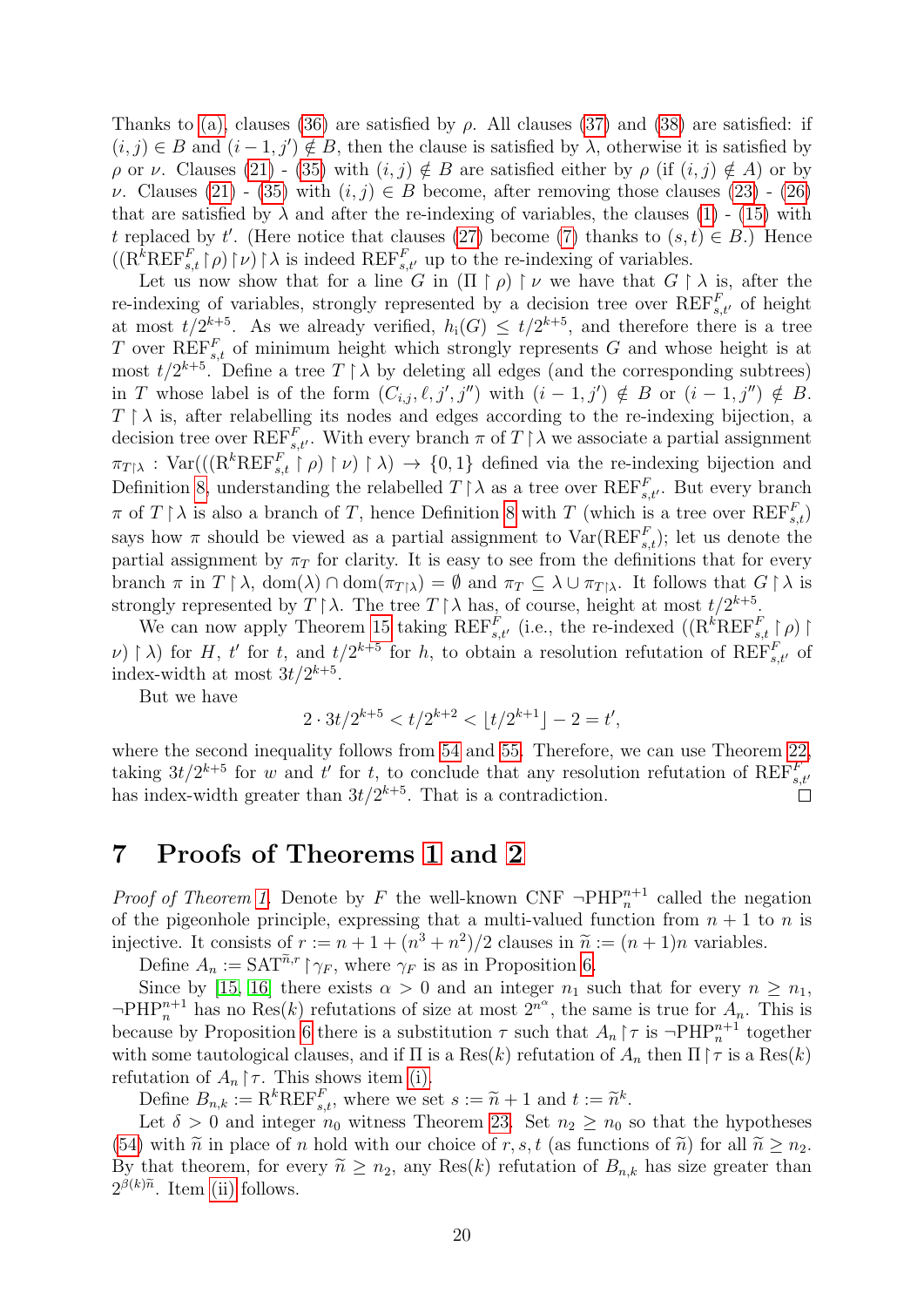Thanks to (a), clauses (36) are satisfied by $\rho$. All clauses (37) and (38) are satisfied: if $(i,j) \in B$ and $(i-1,j') \notin B$, then the clause is satisfied by $\lambda$, otherwise it is satisfied by $\rho$ or $\nu$. Clauses (21) - (35) with $(i,j) \notin B$ are satisfied either by $\rho$ (if $(i,j) \notin A$) or by $\nu$. Clauses (21) - (35) with $(i,j) \in B$ become, after removing those clauses (23) - (26) that are satisfied by $\lambda$ and after the re-indexing of variables, the clauses (1) - (15) with $t$ replaced by $t'$. (Here notice that clauses (27) become (7) thanks to $(s,t) \in B$.) Hence $((\mathrm{R}^k\mathrm{REF}^F_{s,t} \restriction \rho) \restriction \nu) \restriction \lambda$ is indeed $\mathrm{REF}^F_{s,t'}$ up to the re-indexing of variables.

Let us now show that for a line $G$ in $(\Pi \restriction \rho) \restriction \nu$ we have that $G \restriction \lambda$ is, after the re-indexing of variables, strongly represented by a decision tree over $\mathrm{REF}^F_{s,t'}$ of height at most $t/2^{k+5}$. As we already verified, $h_i(G) \leq t/2^{k+5}$, and therefore there is a tree $T$ over $\mathrm{REF}^F_{s,t}$ of minimum height which strongly represents $G$ and whose height is at most $t/2^{k+5}$. Define a tree $T \restriction \lambda$ by deleting all edges (and the corresponding subtrees) in $T$ whose label is of the form $(C_{i,j}, \ell, j', j'')$ with $(i-1, j') \notin B$ or $(i-1, j'') \notin B$. $T \restriction \lambda$ is, after relabelling its nodes and edges according to the re-indexing bijection, a decision tree over $\mathrm{REF}^F_{s,t'}$. With every branch $\pi$ of $T \restriction \lambda$ we associate a partial assignment $\pi_{T\restriction\lambda} : \mathrm{Var}(((\mathrm{R}^k\mathrm{REF}^F_{s,t} \restriction \rho) \restriction \nu) \restriction \lambda) \to \{0,1\}$ defined via the re-indexing bijection and Definition 8, understanding the relabelled $T \restriction \lambda$ as a tree over $\mathrm{REF}^F_{s,t'}$. But every branch $\pi$ of $T \restriction \lambda$ is also a branch of $T$, hence Definition 8 with $T$ (which is a tree over $\mathrm{REF}^F_{s,t}$) says how $\pi$ should be viewed as a partial assignment to $\mathrm{Var}(\mathrm{REF}^F_{s,t})$; let us denote the partial assignment by $\pi_T$ for clarity. It is easy to see from the definitions that for every branch $\pi$ in $T \restriction \lambda$, $\mathrm{dom}(\lambda) \cap \mathrm{dom}(\pi_{T\restriction\lambda}) = \emptyset$ and $\pi_T \subseteq \lambda \cup \pi_{T\restriction\lambda}$. It follows that $G \restriction \lambda$ is strongly represented by $T \restriction \lambda$. The tree $T \restriction \lambda$ has, of course, height at most $t/2^{k+5}$.

We can now apply Theorem 15 taking $\mathrm{REF}^F_{s,t'}$ (i.e., the re-indexed $((\mathrm{R}^k\mathrm{REF}^F_{s,t} \restriction \rho) \restriction \nu) \restriction \lambda$) for $H$, $t'$ for $t$, and $t/2^{k+5}$ for $h$, to obtain a resolution refutation of $\mathrm{REF}^F_{s,t'}$ of index-width at most $3t/2^{k+5}$.

But we have

$$2 \cdot 3t/2^{k+5} < t/2^{k+2} < \lfloor t/2^{k+1} \rfloor - 2 = t',$$

where the second inequality follows from 54 and 55. Therefore, we can use Theorem 22, taking $3t/2^{k+5}$ for $w$ and $t'$ for $t$, to conclude that any resolution refutation of $\mathrm{REF}^F_{s,t'}$ has index-width greater than $3t/2^{k+5}$. That is a contradiction. $\square$

# 7 Proofs of Theorems 1 and 2

*Proof of Theorem 1.* Denote by $F$ the well-known CNF $\neg\mathrm{PHP}^{n+1}_n$ called the negation of the pigeonhole principle, expressing that a multi-valued function from $n+1$ to $n$ is injective. It consists of $r := n + 1 + (n^3 + n^2)/2$ clauses in $\widetilde{n} := (n+1)n$ variables.

Define $A_n := \mathrm{SAT}^{\widetilde{n},r} \restriction \gamma_F$, where $\gamma_F$ is as in Proposition 6.

Since by [15, 16] there exists $\alpha > 0$ and an integer $n_1$ such that for every $n \geq n_1$, $\neg\mathrm{PHP}^{n+1}_n$ has no $\mathrm{Res}(k)$ refutations of size at most $2^{n^\alpha}$, the same is true for $A_n$. This is because by Proposition 6 there is a substitution $\tau$ such that $A_n \restriction \tau$ is $\neg\mathrm{PHP}^{n+1}_n$ together with some tautological clauses, and if $\Pi$ is a $\mathrm{Res}(k)$ refutation of $A_n$ then $\Pi \restriction \tau$ is a $\mathrm{Res}(k)$ refutation of $A_n \restriction \tau$. This shows item (i).

Define $B_{n,k} := \mathrm{R}^k\mathrm{REF}^F_{s,t}$, where we set $s := \widetilde{n} + 1$ and $t := \widetilde{n}^k$.

Let $\delta > 0$ and integer $n_0$ witness Theorem 23. Set $n_2 \geq n_0$ so that the hypotheses (54) with $\widetilde{n}$ in place of $n$ hold with our choice of $r, s, t$ (as functions of $\widetilde{n}$) for all $\widetilde{n} \geq n_2$. By that theorem, for every $\widetilde{n} \geq n_2$, any $\mathrm{Res}(k)$ refutation of $B_{n,k}$ has size greater than $2^{\beta(k)\widetilde{n}}$. Item (ii) follows.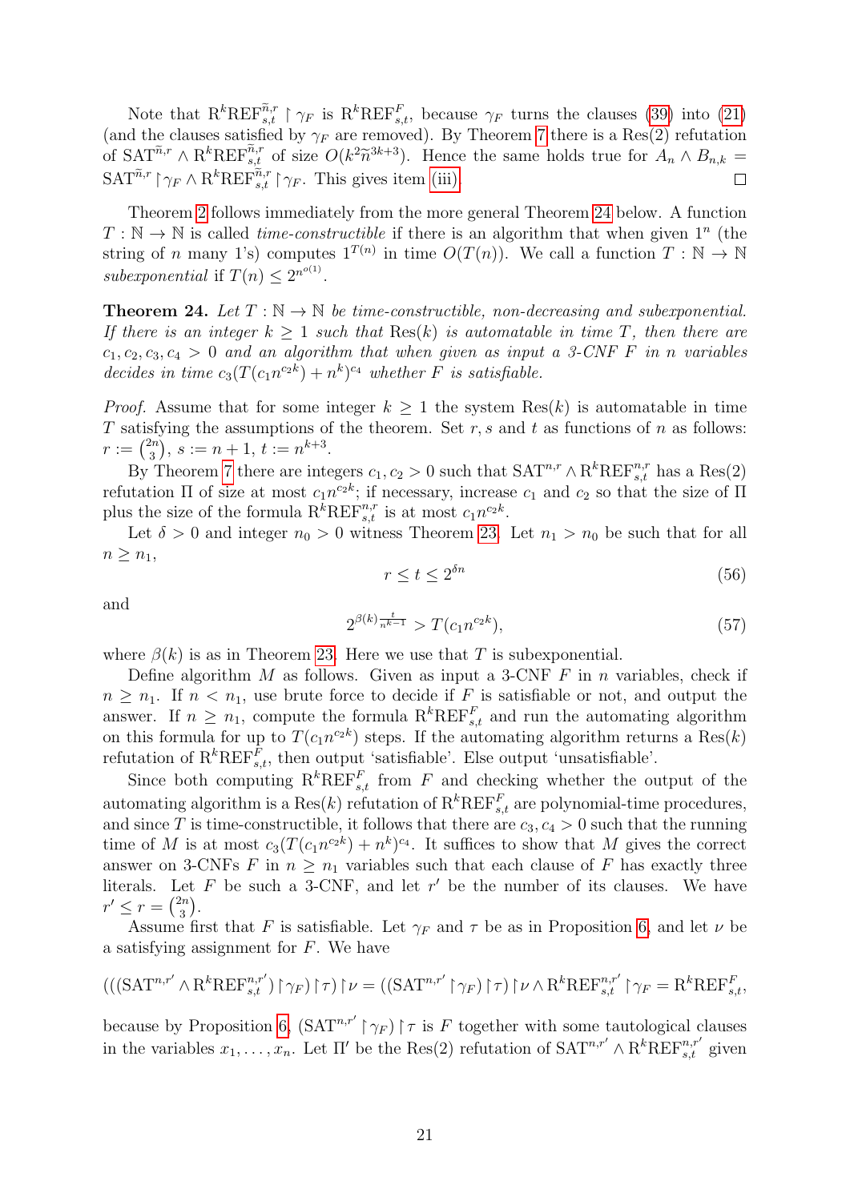Note that $\mathrm{R}^k\mathrm{REF}^{\tilde{n},r}_{s,t} \restriction \gamma_F$ is $\mathrm{R}^k\mathrm{REF}^{F}_{s,t}$, because $\gamma_F$ turns the clauses (39) into (21) (and the clauses satisfied by $\gamma_F$ are removed). By Theorem 7 there is a Res(2) refutation of $\mathrm{SAT}^{\tilde{n},r} \wedge \mathrm{R}^k\mathrm{REF}^{\tilde{n},r}_{s,t}$ of size $O(k^2\tilde{n}^{3k+3})$. Hence the same holds true for $A_n \wedge B_{n,k} = \mathrm{SAT}^{\tilde{n},r} \restriction \gamma_F \wedge \mathrm{R}^k\mathrm{REF}^{\tilde{n},r}_{s,t} \restriction \gamma_F$. This gives item (iii). $\square$

Theorem 2 follows immediately from the more general Theorem 24 below. A function $T : \mathbb{N} \to \mathbb{N}$ is called *time-constructible* if there is an algorithm that when given $1^n$ (the string of $n$ many 1's) computes $1^{T(n)}$ in time $O(T(n))$. We call a function $T : \mathbb{N} \to \mathbb{N}$ *subexponential* if $T(n) \leq 2^{n^{o(1)}}$.

**Theorem 24.** *Let $T : \mathbb{N} \to \mathbb{N}$ be time-constructible, non-decreasing and subexponential. If there is an integer $k \geq 1$ such that* Res($k$) *is automatable in time $T$, then there are $c_1, c_2, c_3, c_4 > 0$ and an algorithm that when given as input a 3-CNF $F$ in $n$ variables decides in time $c_3(T(c_1n^{c_2k}) + n^k)^{c_4}$ whether $F$ is satisfiable.*

*Proof.* Assume that for some integer $k \geq 1$ the system Res($k$) is automatable in time $T$ satisfying the assumptions of the theorem. Set $r, s$ and $t$ as functions of $n$ as follows: $r := \binom{2n}{3}$, $s := n + 1$, $t := n^{k+3}$.

By Theorem 7 there are integers $c_1, c_2 > 0$ such that $\mathrm{SAT}^{n,r} \wedge \mathrm{R}^k\mathrm{REF}^{n,r}_{s,t}$ has a Res(2) refutation $\Pi$ of size at most $c_1n^{c_2k}$; if necessary, increase $c_1$ and $c_2$ so that the size of $\Pi$ plus the size of the formula $\mathrm{R}^k\mathrm{REF}^{n,r}_{s,t}$ is at most $c_1n^{c_2k}$.

Let $\delta > 0$ and integer $n_0 > 0$ witness Theorem 23. Let $n_1 > n_0$ be such that for all $n \geq n_1$,

$$r \leq t \leq 2^{\delta n} \tag{56}$$

and

$$2^{\beta(k)\frac{t}{n^{k-1}}} > T(c_1n^{c_2k}), \tag{57}$$

where $\beta(k)$ is as in Theorem 23. Here we use that $T$ is subexponential.

Define algorithm $M$ as follows. Given as input a 3-CNF $F$ in $n$ variables, check if $n \geq n_1$. If $n < n_1$, use brute force to decide if $F$ is satisfiable or not, and output the answer. If $n \geq n_1$, compute the formula $\mathrm{R}^k\mathrm{REF}^{F}_{s,t}$ and run the automating algorithm on this formula for up to $T(c_1n^{c_2k})$ steps. If the automating algorithm returns a Res($k$) refutation of $\mathrm{R}^k\mathrm{REF}^{F}_{s,t}$, then output 'satisfiable'. Else output 'unsatisfiable'.

Since both computing $\mathrm{R}^k\mathrm{REF}^{F}_{s,t}$ from $F$ and checking whether the output of the automating algorithm is a Res($k$) refutation of $\mathrm{R}^k\mathrm{REF}^{F}_{s,t}$ are polynomial-time procedures, and since $T$ is time-constructible, it follows that there are $c_3, c_4 > 0$ such that the running time of $M$ is at most $c_3(T(c_1n^{c_2k}) + n^k)^{c_4}$. It suffices to show that $M$ gives the correct answer on 3-CNFs $F$ in $n \geq n_1$ variables such that each clause of $F$ has exactly three literals. Let $F$ be such a 3-CNF, and let $r'$ be the number of its clauses. We have $r' \leq r = \binom{2n}{3}$.

Assume first that $F$ is satisfiable. Let $\gamma_F$ and $\tau$ be as in Proposition 6, and let $\nu$ be a satisfying assignment for $F$. We have

$$(((\mathrm{SAT}^{n,r'} \wedge \mathrm{R}^k\mathrm{REF}^{n,r'}_{s,t}) \restriction \gamma_F) \restriction \tau) \restriction \nu = ((\mathrm{SAT}^{n,r'} \restriction \gamma_F) \restriction \tau) \restriction \nu \wedge \mathrm{R}^k\mathrm{REF}^{n,r'}_{s,t} \restriction \gamma_F = \mathrm{R}^k\mathrm{REF}^{F}_{s,t},$$

because by Proposition 6, $(\mathrm{SAT}^{n,r'} \restriction \gamma_F) \restriction \tau$ is $F$ together with some tautological clauses in the variables $x_1, \ldots, x_n$. Let $\Pi'$ be the Res(2) refutation of $\mathrm{SAT}^{n,r'} \wedge \mathrm{R}^k\mathrm{REF}^{n,r'}_{s,t}$ given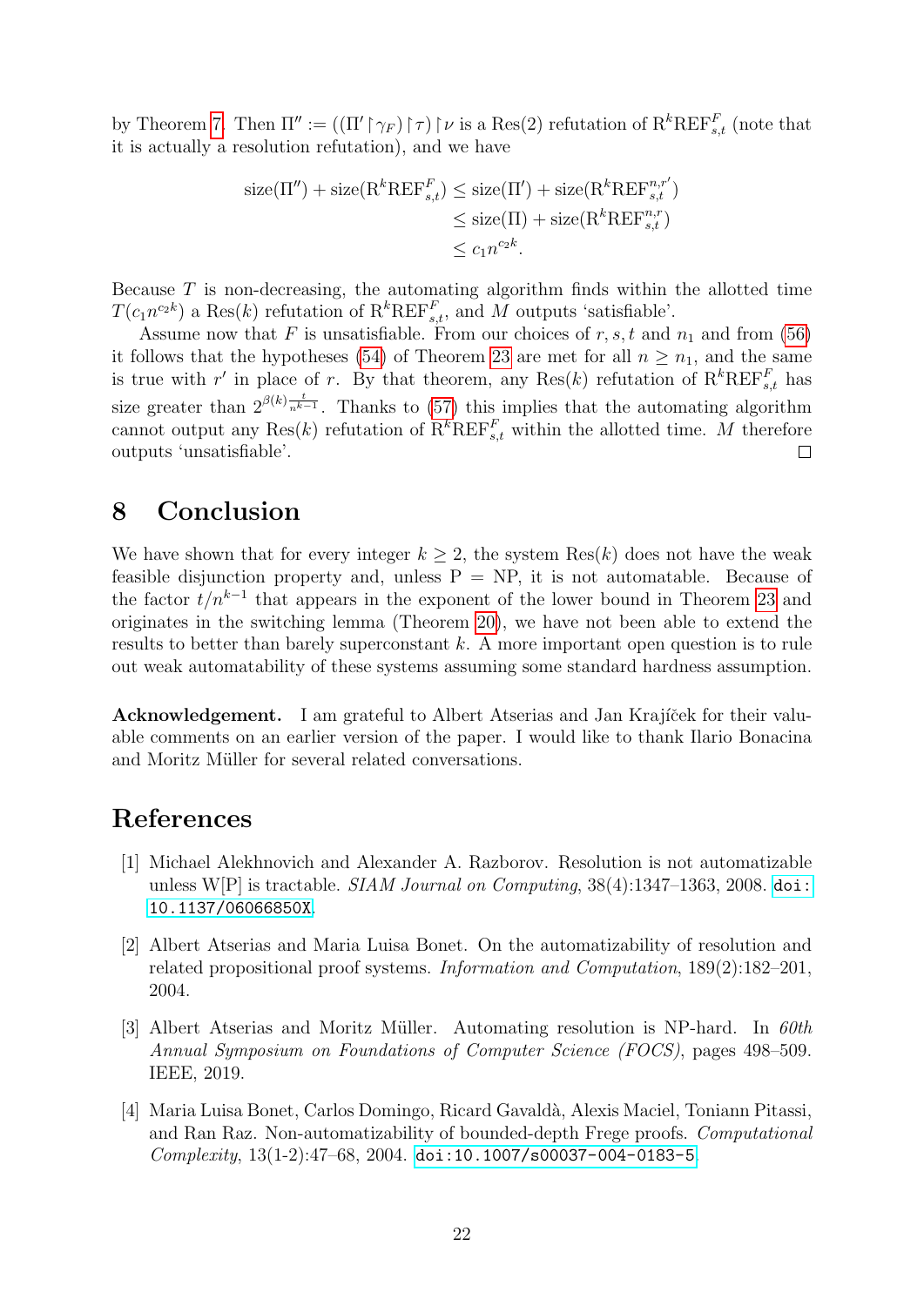by Theorem 7. Then $\Pi'' := ((\Pi' \restriction \gamma_F) \restriction \tau) \restriction \nu$ is a Res(2) refutation of $\mathrm{R}^k\mathrm{REF}^F_{s,t}$ (note that it is actually a resolution refutation), and we have

$$
\begin{aligned}
\mathrm{size}(\Pi'') + \mathrm{size}(\mathrm{R}^k\mathrm{REF}^F_{s,t}) &\leq \mathrm{size}(\Pi') + \mathrm{size}(\mathrm{R}^k\mathrm{REF}^{n,r'}_{s,t}) \\
&\leq \mathrm{size}(\Pi) + \mathrm{size}(\mathrm{R}^k\mathrm{REF}^{n,r}_{s,t}) \\
&\leq c_1 n^{c_2 k}.
\end{aligned}
$$

Because $T$ is non-decreasing, the automating algorithm finds within the allotted time $T(c_1 n^{c_2 k})$ a Res($k$) refutation of $\mathrm{R}^k\mathrm{REF}^F_{s,t}$, and $M$ outputs 'satisfiable'.

Assume now that $F$ is unsatisfiable. From our choices of $r, s, t$ and $n_1$ and from (56) it follows that the hypotheses (54) of Theorem 23 are met for all $n \geq n_1$, and the same is true with $r'$ in place of $r$. By that theorem, any Res($k$) refutation of $\mathrm{R}^k\mathrm{REF}^F_{s,t}$ has size greater than $2^{\beta(k)\frac{t}{n^{k-1}}}$. Thanks to (57) this implies that the automating algorithm cannot output any Res($k$) refutation of $\mathrm{R}^k\mathrm{REF}^F_{s,t}$ within the allotted time. $M$ therefore outputs 'unsatisfiable'. □

## 8 Conclusion

We have shown that for every integer $k \geq 2$, the system Res($k$) does not have the weak feasible disjunction property and, unless P = NP, it is not automatable. Because of the factor $t/n^{k-1}$ that appears in the exponent of the lower bound in Theorem 23 and originates in the switching lemma (Theorem 20), we have not been able to extend the results to better than barely superconstant $k$. A more important open question is to rule out weak automatability of these systems assuming some standard hardness assumption.

**Acknowledgement.** I am grateful to Albert Atserias and Jan Krajíček for their valuable comments on an earlier version of the paper. I would like to thank Ilario Bonacina and Moritz Müller for several related conversations.

# References

[1] Michael Alekhnovich and Alexander A. Razborov. Resolution is not automatizable unless W[P] is tractable. *SIAM Journal on Computing*, 38(4):1347–1363, 2008. doi:10.1137/06066850X.

[2] Albert Atserias and Maria Luisa Bonet. On the automatizability of resolution and related propositional proof systems. *Information and Computation*, 189(2):182–201, 2004.

[3] Albert Atserias and Moritz Müller. Automating resolution is NP-hard. In *60th Annual Symposium on Foundations of Computer Science (FOCS)*, pages 498–509. IEEE, 2019.

[4] Maria Luisa Bonet, Carlos Domingo, Ricard Gavaldà, Alexis Maciel, Toniann Pitassi, and Ran Raz. Non-automatizability of bounded-depth Frege proofs. *Computational Complexity*, 13(1-2):47–68, 2004. doi:10.1007/s00037-004-0183-5.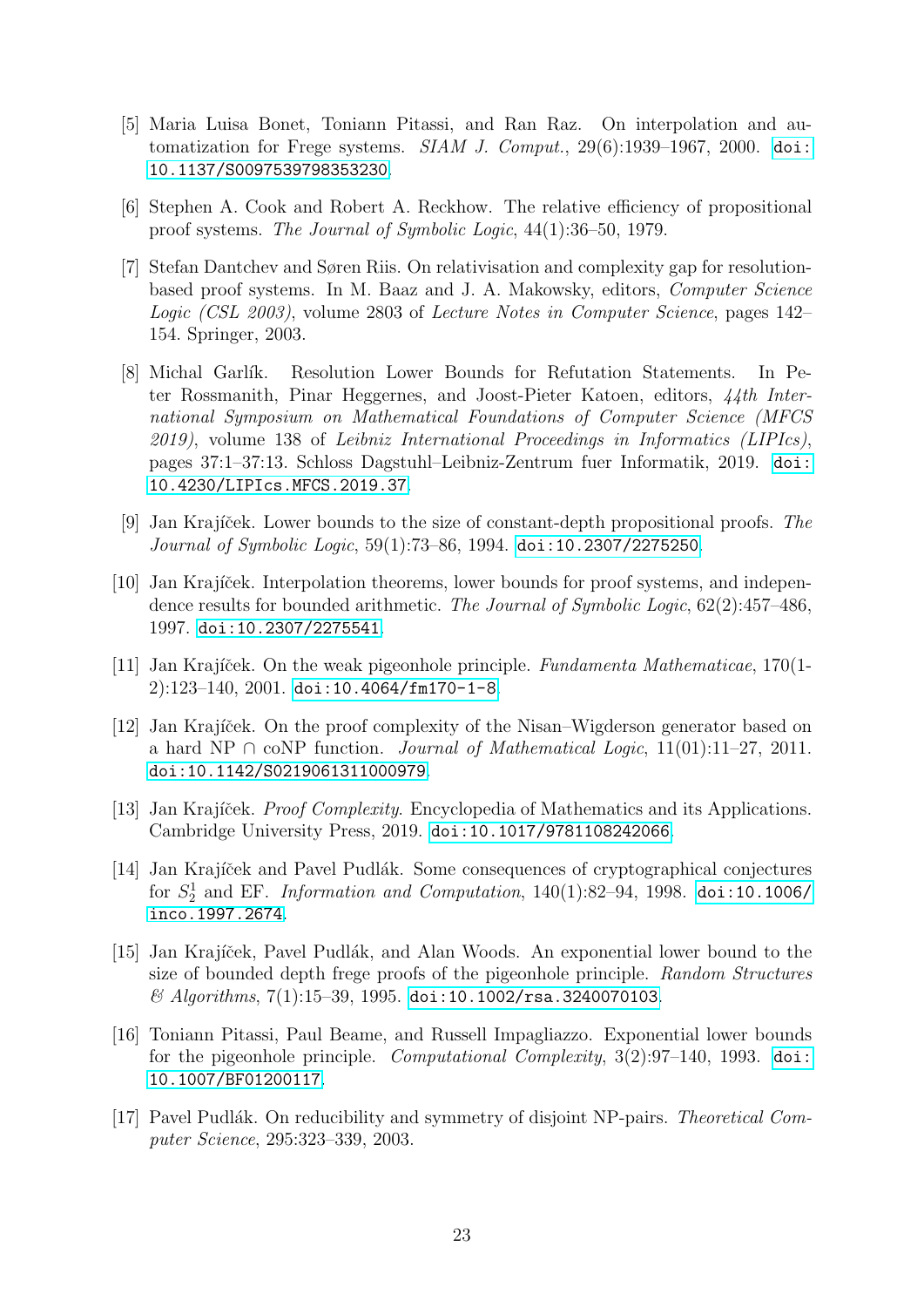[5] Maria Luisa Bonet, Toniann Pitassi, and Ran Raz. On interpolation and automatization for Frege systems. *SIAM J. Comput.*, 29(6):1939–1967, 2000. doi:10.1137/S0097539798353230.

[6] Stephen A. Cook and Robert A. Reckhow. The relative efficiency of propositional proof systems. *The Journal of Symbolic Logic*, 44(1):36–50, 1979.

[7] Stefan Dantchev and Søren Riis. On relativisation and complexity gap for resolution-based proof systems. In M. Baaz and J. A. Makowsky, editors, *Computer Science Logic (CSL 2003)*, volume 2803 of *Lecture Notes in Computer Science*, pages 142–154. Springer, 2003.

[8] Michal Garlík. Resolution Lower Bounds for Refutation Statements. In Peter Rossmanith, Pinar Heggernes, and Joost-Pieter Katoen, editors, *44th International Symposium on Mathematical Foundations of Computer Science (MFCS 2019)*, volume 138 of *Leibniz International Proceedings in Informatics (LIPIcs)*, pages 37:1–37:13. Schloss Dagstuhl–Leibniz-Zentrum fuer Informatik, 2019. doi:10.4230/LIPIcs.MFCS.2019.37.

[9] Jan Krajíček. Lower bounds to the size of constant-depth propositional proofs. *The Journal of Symbolic Logic*, 59(1):73–86, 1994. doi:10.2307/2275250.

[10] Jan Krajíček. Interpolation theorems, lower bounds for proof systems, and independence results for bounded arithmetic. *The Journal of Symbolic Logic*, 62(2):457–486, 1997. doi:10.2307/2275541.

[11] Jan Krajíček. On the weak pigeonhole principle. *Fundamenta Mathematicae*, 170(1-2):123–140, 2001. doi:10.4064/fm170-1-8.

[12] Jan Krajíček. On the proof complexity of the Nisan–Wigderson generator based on a hard NP $\cap$ coNP function. *Journal of Mathematical Logic*, 11(01):11–27, 2011. doi:10.1142/S0219061311000979.

[13] Jan Krajíček. *Proof Complexity*. Encyclopedia of Mathematics and its Applications. Cambridge University Press, 2019. doi:10.1017/9781108242066.

[14] Jan Krajíček and Pavel Pudlák. Some consequences of cryptographical conjectures for $S^1_2$ and EF. *Information and Computation*, 140(1):82–94, 1998. doi:10.1006/inco.1997.2674.

[15] Jan Krajíček, Pavel Pudlák, and Alan Woods. An exponential lower bound to the size of bounded depth frege proofs of the pigeonhole principle. *Random Structures & Algorithms*, 7(1):15–39, 1995. doi:10.1002/rsa.3240070103.

[16] Toniann Pitassi, Paul Beame, and Russell Impagliazzo. Exponential lower bounds for the pigeonhole principle. *Computational Complexity*, 3(2):97–140, 1993. doi:10.1007/BF01200117.

[17] Pavel Pudlák. On reducibility and symmetry of disjoint NP-pairs. *Theoretical Computer Science*, 295:323–339, 2003.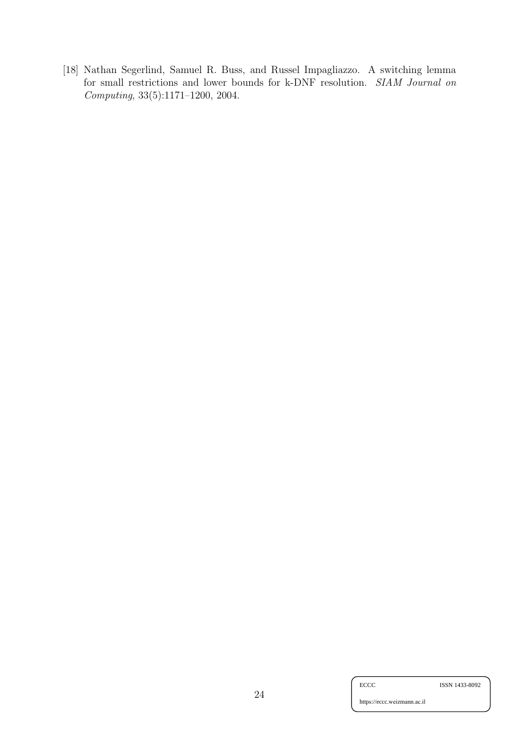[18] Nathan Segerlind, Samuel R. Buss, and Russel Impagliazzo. A switching lemma for small restrictions and lower bounds for k-DNF resolution. *SIAM Journal on Computing*, 33(5):1171–1200, 2004.